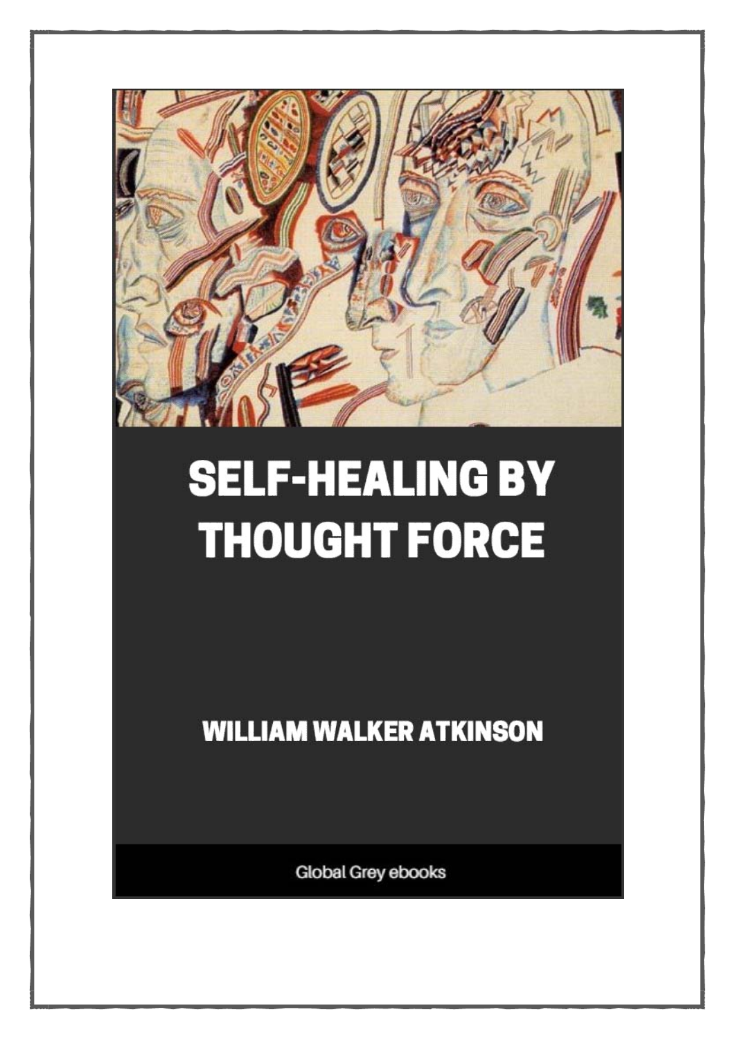# SELF-HEALING BY THOUGHT FORCE

**WILLIAM WALKER ATKINSON**

Global Grey ebooks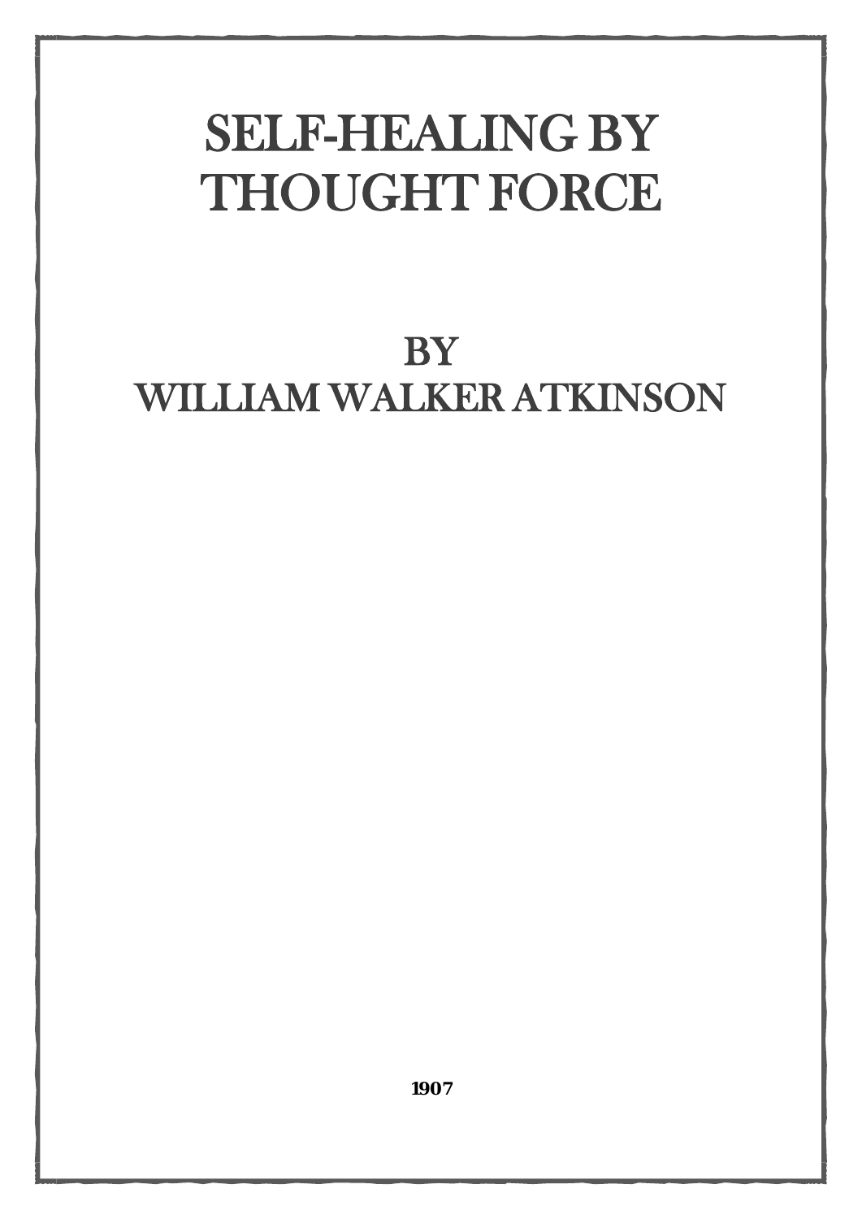# SELF-HEALING BY THOUGHT FORCE

## BY
## WILLIAM WALKER ATKINSON

**1907**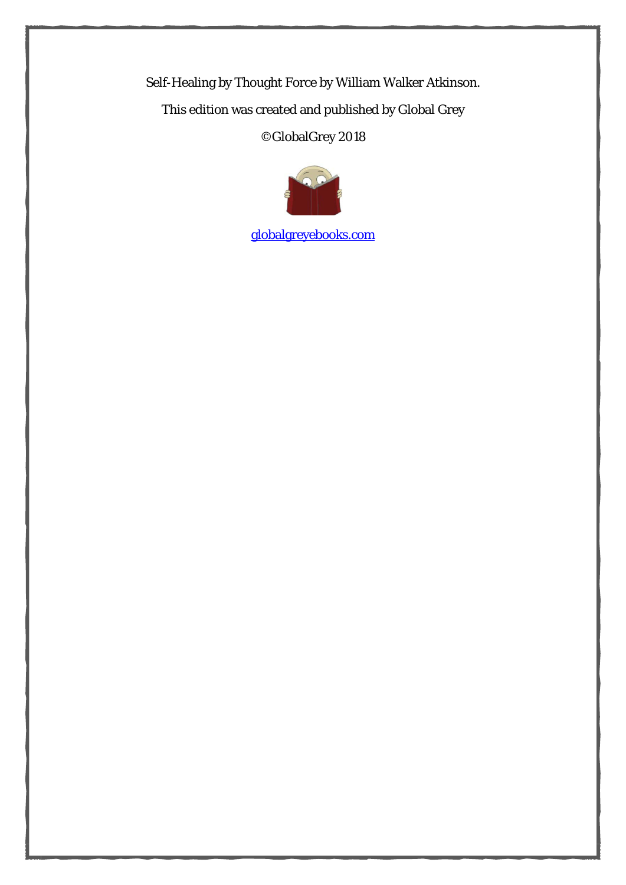Self-Healing by Thought Force by William Walker Atkinson.

This edition was created and published by Global Grey

©GlobalGrey 2018

globalgreyebooks.com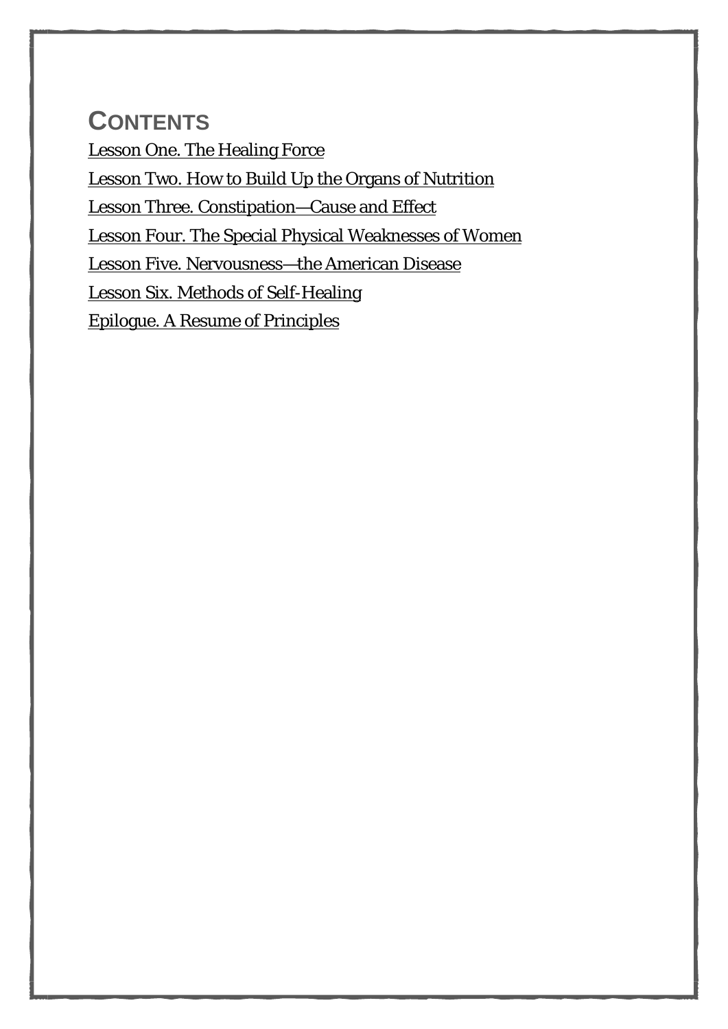# CONTENTS

Lesson One. The Healing Force

Lesson Two. How to Build Up the Organs of Nutrition

Lesson Three. Constipation—Cause and Effect

Lesson Four. The Special Physical Weaknesses of Women

Lesson Five. Nervousness—the American Disease

Lesson Six. Methods of Self-Healing

Epilogue. A Resume of Principles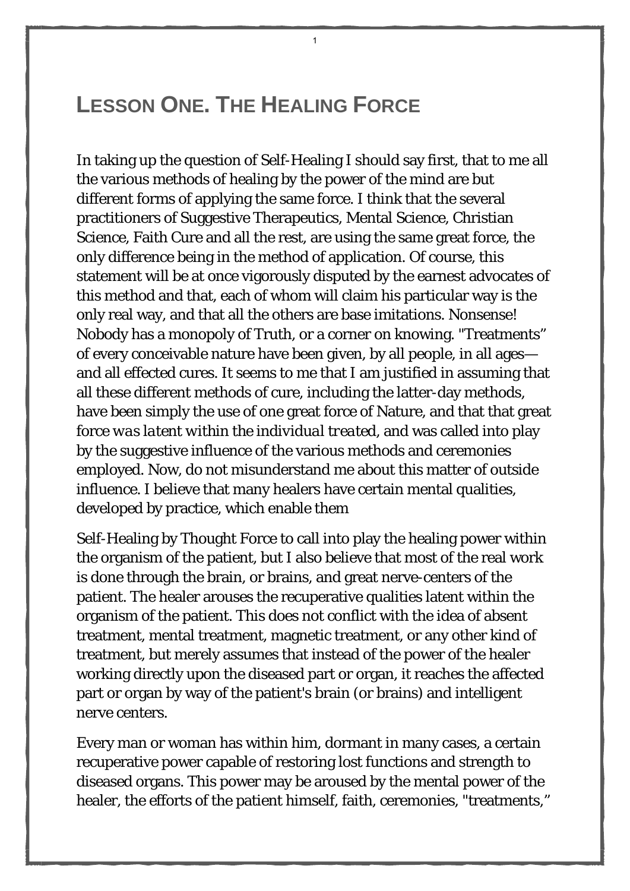# LESSON ONE. THE HEALING FORCE

In taking up the question of Self-Healing I should say first, that to me all the various methods of healing by the power of the mind are but different forms of applying the same force. I think that the several practitioners of Suggestive Therapeutics, Mental Science, Christian Science, Faith Cure and all the rest, are using the same great force, the only difference being in the method of application. Of course, this statement will be at once vigorously disputed by the earnest advocates of this method and that, each of whom will claim his particular way is the only real way, and that all the others are base imitations. Nonsense! Nobody has a monopoly of Truth, or a corner on knowing. "Treatments" of every conceivable nature have been given, by all people, in all ages—and all effected cures. It seems to me that I am justified in assuming that all these different methods of cure, including the latter-day methods, have been simply the use of one great force of Nature, and that that great force *was latent within the individual treated*, and was called into play by the suggestive influence of the various methods and ceremonies employed. Now, do not misunderstand me about this matter of outside influence. I believe that many healers have certain mental qualities, developed by practice, which enable them

Self-Healing by Thought Force to call into play the healing power within the organism of the patient, but I also believe that most of the real work is done through the brain, or brains, and great nerve-centers of the patient. The healer arouses the recuperative qualities latent within the organism of the patient. This does not conflict with the idea of absent treatment, mental treatment, magnetic treatment, or any other kind of treatment, but merely assumes that instead of the power of the healer working directly upon the diseased part or organ, it reaches the affected part or organ by way of the patient's brain (or brains) and intelligent nerve centers.

Every man or woman has within him, dormant in many cases, a certain recuperative power capable of restoring lost functions and strength to diseased organs. This power may be aroused by the mental power of the healer, the efforts of the patient himself, faith, ceremonies, "treatments,"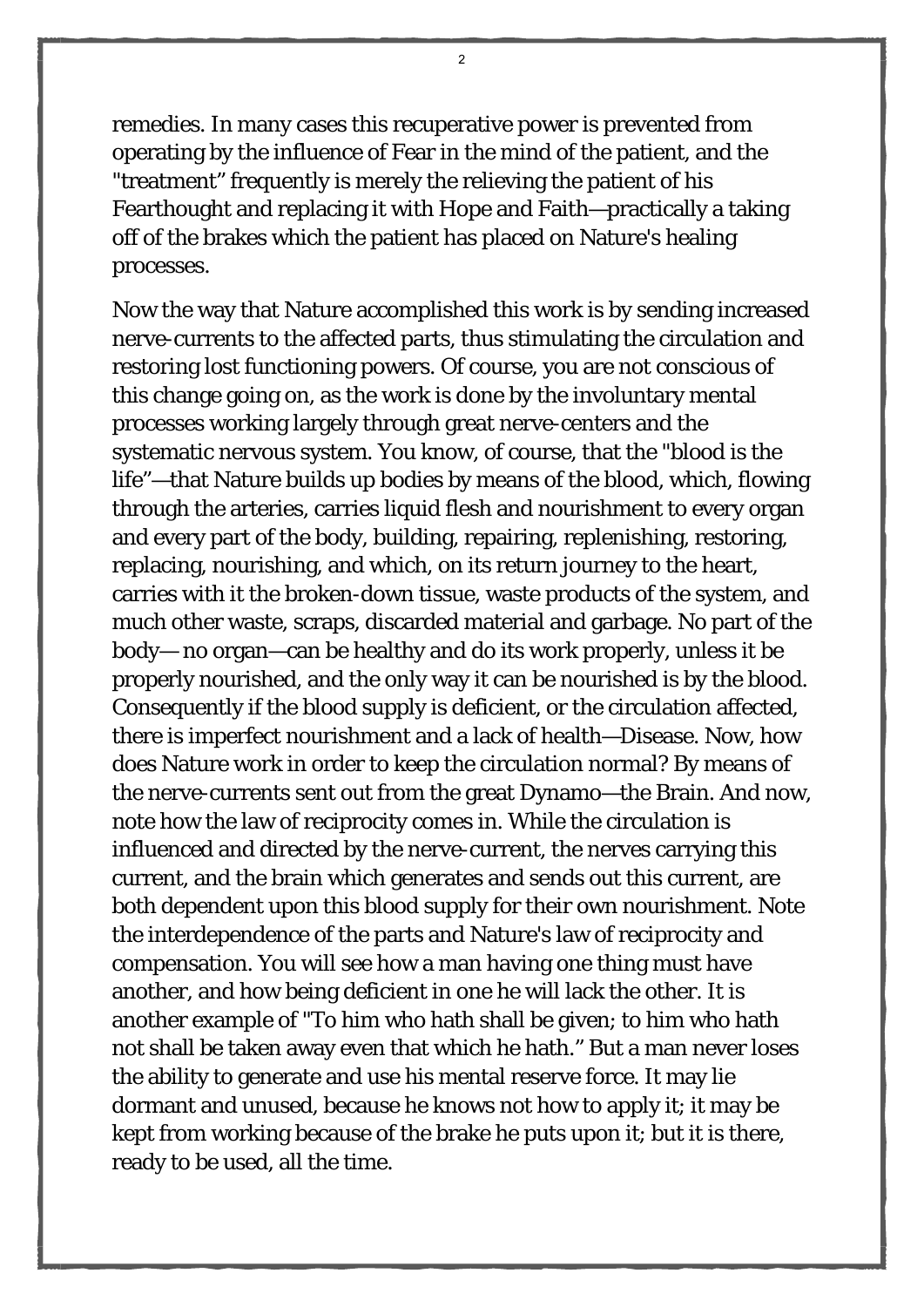remedies. In many cases this recuperative power is prevented from operating by the influence of Fear in the mind of the patient, and the "treatment" frequently is merely the relieving the patient of his Fearthought and replacing it with Hope and Faith—practically a taking off of the brakes which the patient has placed on Nature's healing processes.

Now the way that Nature accomplished this work is by sending increased nerve-currents to the affected parts, thus stimulating the circulation and restoring lost functioning powers. Of course, you are not conscious of this change going on, as the work is done by the involuntary mental processes working largely through great nerve-centers and the systematic nervous system. You know, of course, that the "blood is the life"—that Nature builds up bodies by means of the blood, which, flowing through the arteries, carries liquid flesh and nourishment to every organ and every part of the body, building, repairing, replenishing, restoring, replacing, nourishing, and which, on its return journey to the heart, carries with it the broken-down tissue, waste products of the system, and much other waste, scraps, discarded material and garbage. No part of the body— no organ—can be healthy and do its work properly, unless it be properly nourished, and the only way it can be nourished is by the blood. Consequently if the blood supply is deficient, or the circulation affected, there is imperfect nourishment and a lack of health—Disease. Now, how does Nature work in order to keep the circulation normal? By means of the nerve-currents sent out from the great Dynamo—the Brain. And now, note how the law of reciprocity comes in. While the circulation is influenced and directed by the nerve-current, the nerves carrying this current, and the brain which generates and sends out this current, are both dependent upon this blood supply for their own nourishment. Note the interdependence of the parts and Nature's law of reciprocity and compensation. You will see how a man having one thing must have another, and how being deficient in one he will lack the other. It is another example of "To him who hath shall be given; to him who hath not shall be taken away even that which he hath." But a man never loses the ability to generate and use his mental reserve force. It may lie dormant and unused, because he knows not how to apply it; it may be kept from working because of the brake he puts upon it; but it is there, ready to be used, all the time.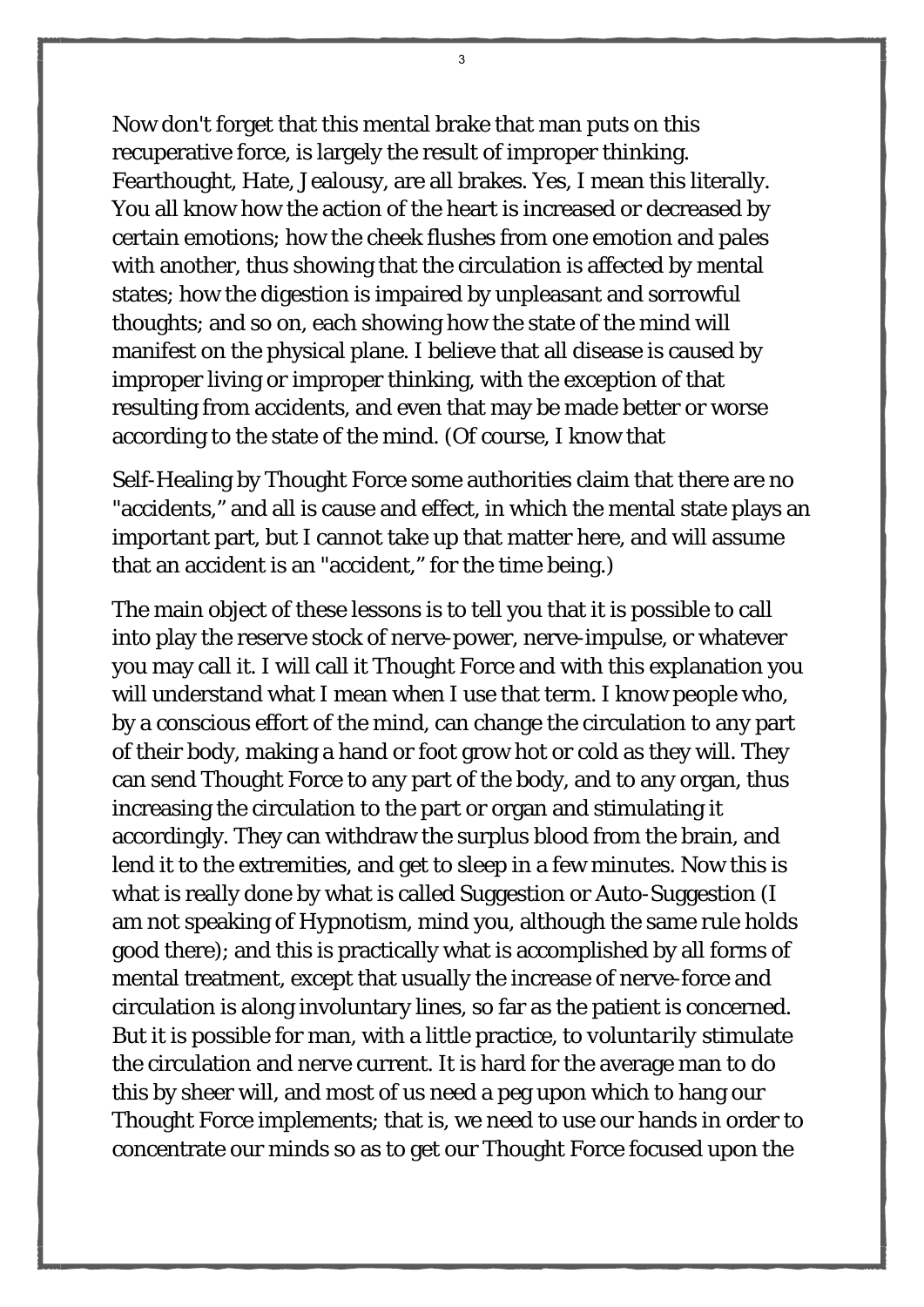Now don't forget that this mental brake that man puts on this recuperative force, is largely the result of improper thinking. Fearthought, Hate, Jealousy, are all brakes. Yes, I mean this literally. You all know how the action of the heart is increased or decreased by certain emotions; how the cheek flushes from one emotion and pales with another, thus showing that the circulation is affected by mental states; how the digestion is impaired by unpleasant and sorrowful thoughts; and so on, each showing how the state of the mind will manifest on the physical plane. I believe that all disease is caused by improper living or improper thinking, with the exception of that resulting from accidents, and even that may be made better or worse according to the state of the mind. (Of course, I know that some authorities claim that there are no "accidents," and all is cause and effect, in which the mental state plays an important part, but I cannot take up that matter here, and will assume that an accident is an "accident," for the time being.)

The main object of these lessons is to tell you that it is possible to call into play the reserve stock of nerve-power, nerve-impulse, or whatever you may call it. I will call it Thought Force and with this explanation you will understand what I mean when I use that term. I know people who, by a conscious effort of the mind, can change the circulation to any part of their body, making a hand or foot grow hot or cold as they will. They can send Thought Force to any part of the body, and to any organ, thus increasing the circulation to the part or organ and stimulating it accordingly. They can withdraw the surplus blood from the brain, and lend it to the extremities, and get to sleep in a few minutes. Now this is what is really done by what is called Suggestion or Auto-Suggestion (I am not speaking of Hypnotism, mind you, although the same rule holds good there); and this is practically what is accomplished by all forms of mental treatment, except that usually the increase of nerve-force and circulation is along involuntary lines, so far as the patient is concerned. But it is possible for man, with a little practice, to *voluntarily* stimulate the circulation and nerve current. It is hard for the average man to do this by sheer will, and most of us need a peg upon which to hang our Thought Force implements; that is, we need to use our hands in order to concentrate our minds so as to get our Thought Force focused upon the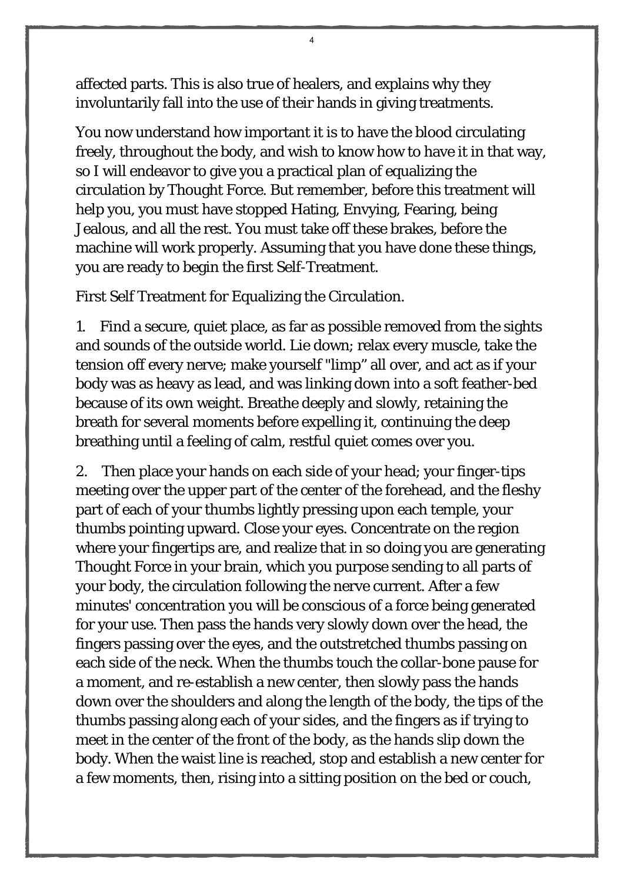affected parts. This is also true of healers, and explains why they involuntarily fall into the use of their hands in giving treatments.

You now understand how important it is to have the blood circulating freely, throughout the body, and wish to know how to have it in that way, so I will endeavor to give you a practical plan of equalizing the circulation by Thought Force. But remember, before this treatment will help you, you must have stopped Hating, Envying, Fearing, being Jealous, and all the rest. You must take off these brakes, before the machine will work properly. Assuming that you have done these things, you are ready to begin the first Self-Treatment.

First Self Treatment for Equalizing the Circulation.

1. Find a secure, quiet place, as far as possible removed from the sights and sounds of the outside world. Lie down; relax every muscle, take the tension off every nerve; make yourself "limp" all over, and act as if your body was as heavy as lead, and was linking down into a soft feather-bed because of its own weight. Breathe deeply and slowly, retaining the breath for several moments before expelling it, continuing the deep breathing until a feeling of calm, restful quiet comes over you.

2. Then place your hands on each side of your head; your finger-tips meeting over the upper part of the center of the forehead, and the fleshy part of each of your thumbs lightly pressing upon each temple, your thumbs pointing upward. Close your eyes. Concentrate on the region where your fingertips are, and realize that in so doing you are generating Thought Force in your brain, which you purpose sending to all parts of your body, the circulation following the nerve current. After a few minutes' concentration you will be conscious of a force being generated for your use. Then pass the hands very slowly down over the head, the fingers passing over the eyes, and the outstretched thumbs passing on each side of the neck. When the thumbs touch the collar-bone pause for a moment, and re-establish a new center, then slowly pass the hands down over the shoulders and along the length of the body, the tips of the thumbs passing along each of your sides, and the fingers as if trying to meet in the center of the front of the body, as the hands slip down the body. When the waist line is reached, stop and establish a new center for a few moments, then, rising into a sitting position on the bed or couch,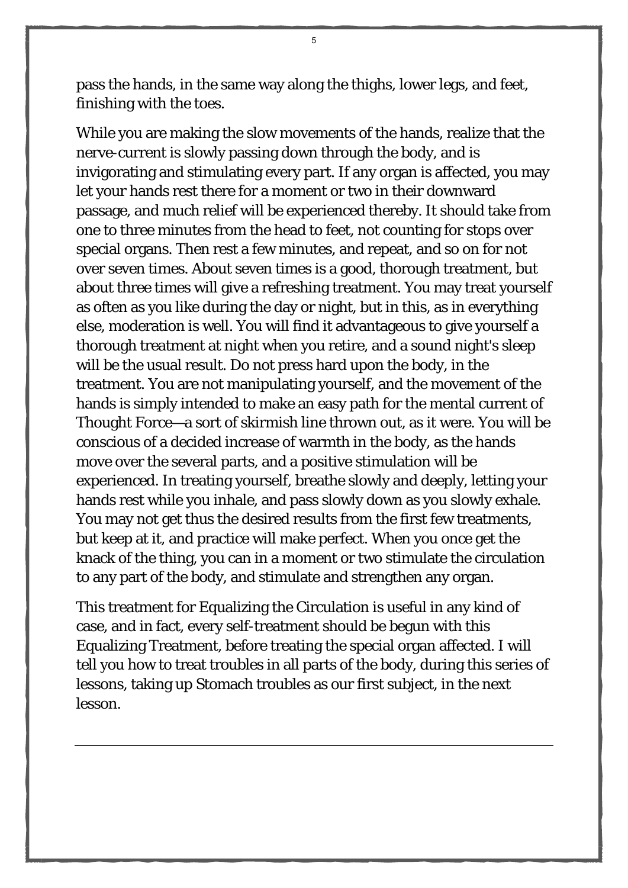pass the hands, in the same way along the thighs, lower legs, and feet, finishing with the toes.

While you are making the slow movements of the hands, realize that the nerve-current is slowly passing down through the body, and is invigorating and stimulating every part. If any organ is affected, you may let your hands rest there for a moment or two in their downward passage, and much relief will be experienced thereby. It should take from one to three minutes from the head to feet, not counting for stops over special organs. Then rest a few minutes, and repeat, and so on for not over seven times. About seven times is a good, thorough treatment, but about three times will give a refreshing treatment. You may treat yourself as often as you like during the day or night, but in this, as in everything else, moderation is well. You will find it advantageous to give yourself a thorough treatment at night when you retire, and a sound night's sleep will be the usual result. Do not press hard upon the body, in the treatment. You are not manipulating yourself, and the movement of the hands is simply intended to make an easy path for the mental current of Thought Force—a sort of skirmish line thrown out, as it were. You will be conscious of a decided increase of warmth in the body, as the hands move over the several parts, and a positive stimulation will be experienced. In treating yourself, breathe slowly and deeply, letting your hands rest while you inhale, and pass slowly down as you slowly exhale. You may not get thus the desired results from the first few treatments, but keep at it, and practice will make perfect. When you once get the knack of the thing, you can in a moment or two stimulate the circulation to any part of the body, and stimulate and strengthen any organ.

This treatment for Equalizing the Circulation is useful in any kind of case, and in fact, every self-treatment should be begun with this Equalizing Treatment, before treating the special organ affected. I will tell you how to treat troubles in all parts of the body, during this series of lessons, taking up Stomach troubles as our first subject, in the next lesson.

---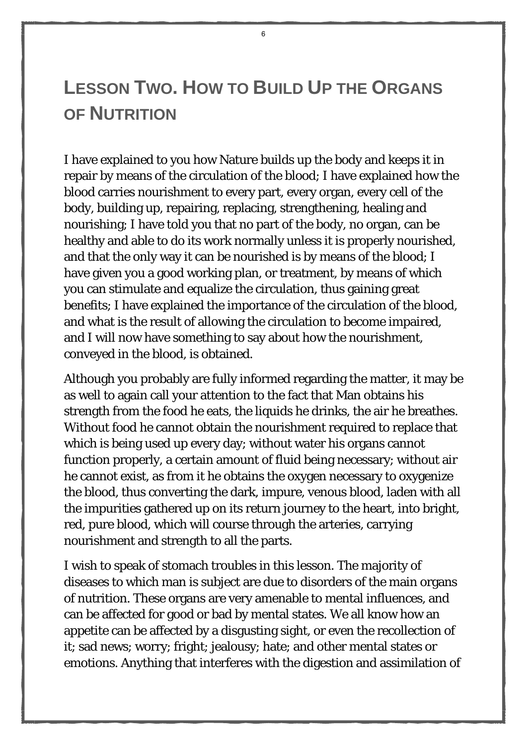# Lesson Two. How to Build Up the Organs of Nutrition

I have explained to you how Nature builds up the body and keeps it in repair by means of the circulation of the blood; I have explained how the blood carries nourishment to every part, every organ, every cell of the body, building up, repairing, replacing, strengthening, healing and nourishing; I have told you that no part of the body, no organ, can be healthy and able to do its work normally unless it is properly nourished, and that the only way it can be nourished is by means of the blood; I have given you a good working plan, or treatment, by means of which you can stimulate and equalize the circulation, thus gaining great benefits; I have explained the importance of the circulation of the blood, and what is the result of allowing the circulation to become impaired, and I will now have something to say about how the nourishment, conveyed in the blood, is obtained.

Although you probably are fully informed regarding the matter, it may be as well to again call your attention to the fact that Man obtains his strength from the food he eats, the liquids he drinks, the air he breathes. Without food he cannot obtain the nourishment required to replace that which is being used up every day; without water his organs cannot function properly, a certain amount of fluid being necessary; without air he cannot exist, as from it he obtains the oxygen necessary to oxygenize the blood, thus converting the dark, impure, venous blood, laden with all the impurities gathered up on its return journey to the heart, into bright, red, pure blood, which will course through the arteries, carrying nourishment and strength to all the parts.

I wish to speak of stomach troubles in this lesson. The majority of diseases to which man is subject are due to disorders of the main organs of nutrition. These organs are very amenable to mental influences, and can be affected for good or bad by mental states. We all know how an appetite can be affected by a disgusting sight, or even the recollection of it; sad news; worry; fright; jealousy; hate; and other mental states or emotions. Anything that interferes with the digestion and assimilation of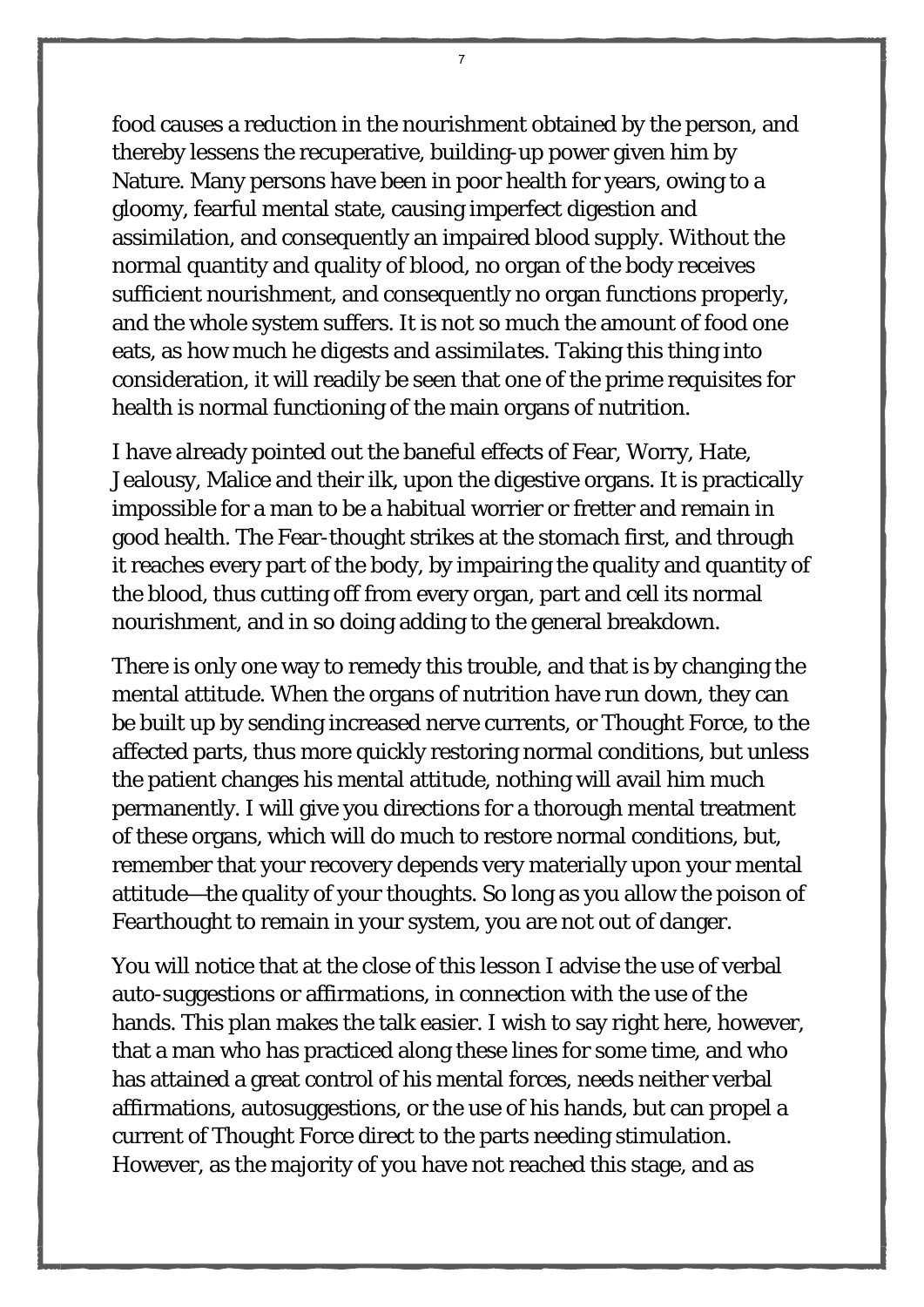food causes a reduction in the nourishment obtained by the person, and thereby lessens the recuperative, building-up power given him by Nature. Many persons have been in poor health for years, owing to a gloomy, fearful mental state, causing imperfect digestion and assimilation, and consequently an impaired blood supply. Without the normal quantity and quality of blood, no organ of the body receives sufficient nourishment, and consequently no organ functions properly, and the whole system suffers. It is not so much the amount of food one eats, as how much he digests and *assimilates*. Taking this thing into consideration, it will readily be seen that one of the prime requisites for health is normal functioning of the main organs of nutrition.

I have already pointed out the baneful effects of Fear, Worry, Hate, Jealousy, Malice and their ilk, upon the digestive organs. It is practically impossible for a man to be a habitual worrier or fretter and remain in good health. The Fear-thought strikes at the stomach first, and through it reaches every part of the body, by impairing the quality and quantity of the blood, thus cutting off from every organ, part and cell its normal nourishment, and in so doing adding to the general breakdown.

There is only one way to remedy this trouble, and that is by changing the mental attitude. When the organs of nutrition have run down, they can be built up by sending increased nerve currents, or Thought Force, to the affected parts, thus more quickly restoring normal conditions, but unless the patient changes his mental attitude, nothing will avail him much permanently. I will give you directions for a thorough mental treatment of these organs, which will do much to restore normal conditions, but, remember that your recovery depends very materially upon your mental attitude—the quality of your thoughts. So long as you allow the poison of Fearthought to remain in your system, you are not out of danger.

You will notice that at the close of this lesson I advise the use of verbal auto-suggestions or affirmations, in connection with the use of the hands. This plan makes the talk easier. I wish to say right here, however, that a man who has practiced along these lines for some time, and who has attained a great control of his mental forces, needs neither verbal affirmations, autosuggestions, or the use of his hands, but can propel a current of Thought Force direct to the parts needing stimulation. However, as the majority of you have not reached this stage, and as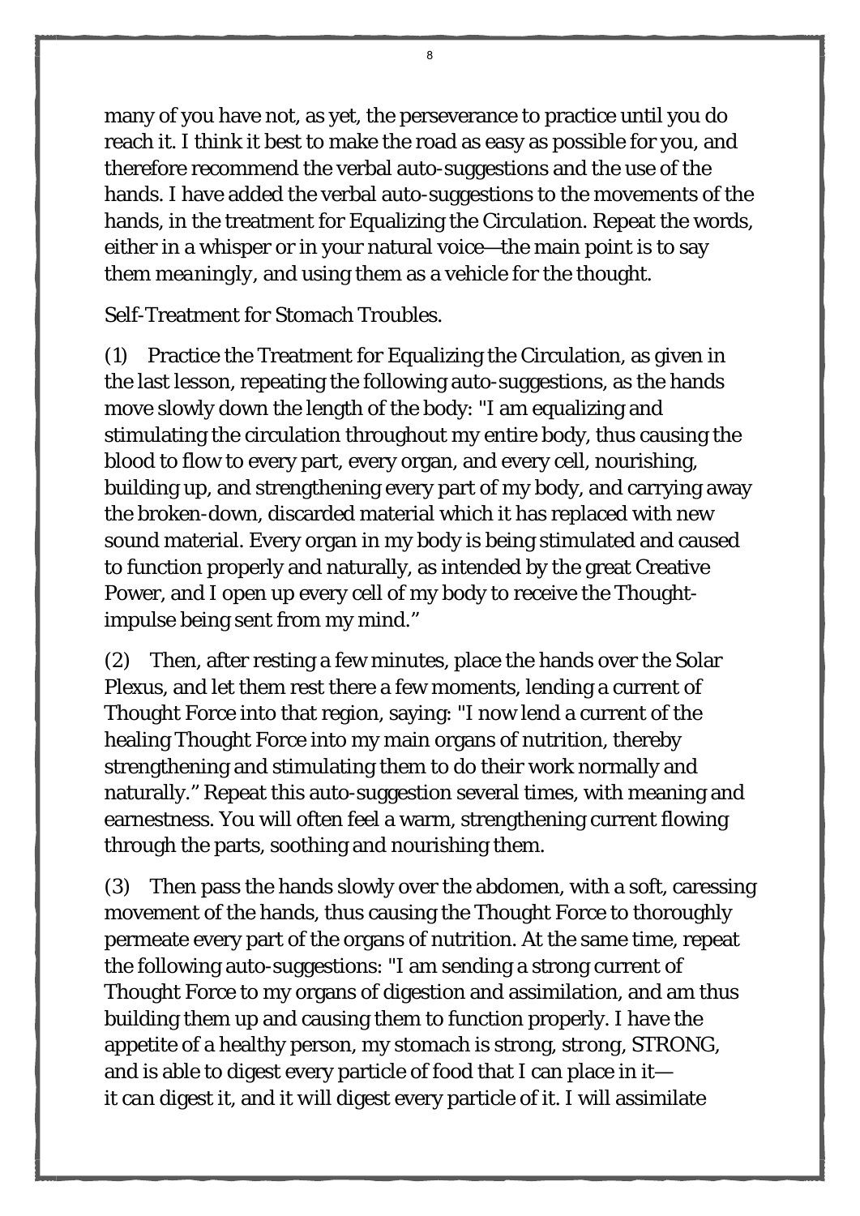many of you have not, as yet, the perseverance to practice until you do reach it. I think it best to make the road as easy as possible for you, and therefore recommend the verbal auto-suggestions and the use of the hands. I have added the verbal auto-suggestions to the movements of the hands, in the treatment for Equalizing the Circulation. Repeat the words, either in a whisper or in your natural voice—the main point is to say them *meaningly*, and using them as a vehicle for the thought.

Self-Treatment for Stomach Troubles.

(1) Practice the Treatment for Equalizing the Circulation, as given in the last lesson, repeating the following auto-suggestions, as the hands move slowly down the length of the body: "I am equalizing and stimulating the circulation throughout my entire body, thus causing the blood to flow to every part, every organ, and every cell, nourishing, building up, and strengthening every part of my body, and carrying away the broken-down, discarded material which it has replaced with new sound material. Every organ in my body is being stimulated and caused to function properly and naturally, as intended by the great Creative Power, and I open up every cell of my body to receive the Thought-impulse being sent from my mind."

(2) Then, after resting a few minutes, place the hands over the Solar Plexus, and let them rest there a few moments, lending a current of Thought Force into that region, saying: "I now lend a current of the healing Thought Force into my main organs of nutrition, thereby strengthening and stimulating them to do their work normally and naturally." Repeat this auto-suggestion several times, with meaning and earnestness. You will often feel a warm, strengthening current flowing through the parts, soothing and nourishing them.

(3) Then pass the hands slowly over the abdomen, with a soft, caressing movement of the hands, thus causing the Thought Force to thoroughly permeate every part of the organs of nutrition. At the same time, repeat the following auto-suggestions: "I am sending a strong current of Thought Force to my organs of digestion and assimilation, and am thus building them up and causing them to function properly. I have the appetite of a healthy person, my stomach is strong, *strong*, STRONG, and is able to digest every particle of food that I can place in it—it *can* digest it, and it *will* digest every particle of it. I will assimilate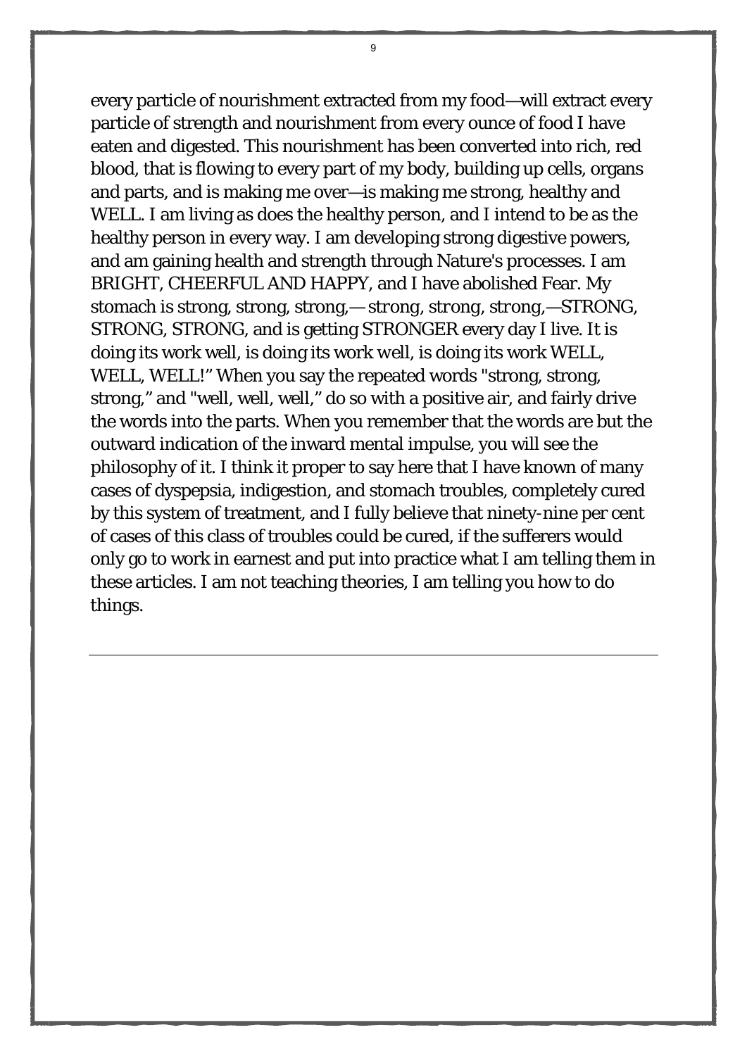every particle of nourishment extracted from my food—will extract every particle of strength and nourishment from every ounce of food I have eaten and digested. This nourishment has been converted into rich, red blood, that is flowing to every part of my body, building up cells, organs and parts, and is making me over—is making me strong, healthy and WELL. I am living as does the healthy person, and I intend to be as the healthy person in every way. I am developing strong digestive powers, and am gaining health and strength through Nature's processes. I am BRIGHT, CHEERFUL AND HAPPY, and I have abolished Fear. My stomach is strong, strong, strong,— *strong, strong, strong,*—STRONG, STRONG, STRONG, and is getting STRONGER every day I live. It is doing its work well, is doing its work *well*, is doing its work WELL, WELL, WELL!" When you say the repeated words "strong, strong, strong," and "well, well, well," do so with a positive air, and fairly drive the words into the parts. When you remember that the words are but the outward indication of the inward mental impulse, you will see the philosophy of it. I think it proper to say here that I have known of many cases of dyspepsia, indigestion, and stomach troubles, completely cured by this system of treatment, and I fully believe that ninety-nine per cent of cases of this class of troubles could be cured, if the sufferers would only go to work in earnest and put into practice what I am telling them in these articles. I am not teaching theories, I am telling you how to do things.

---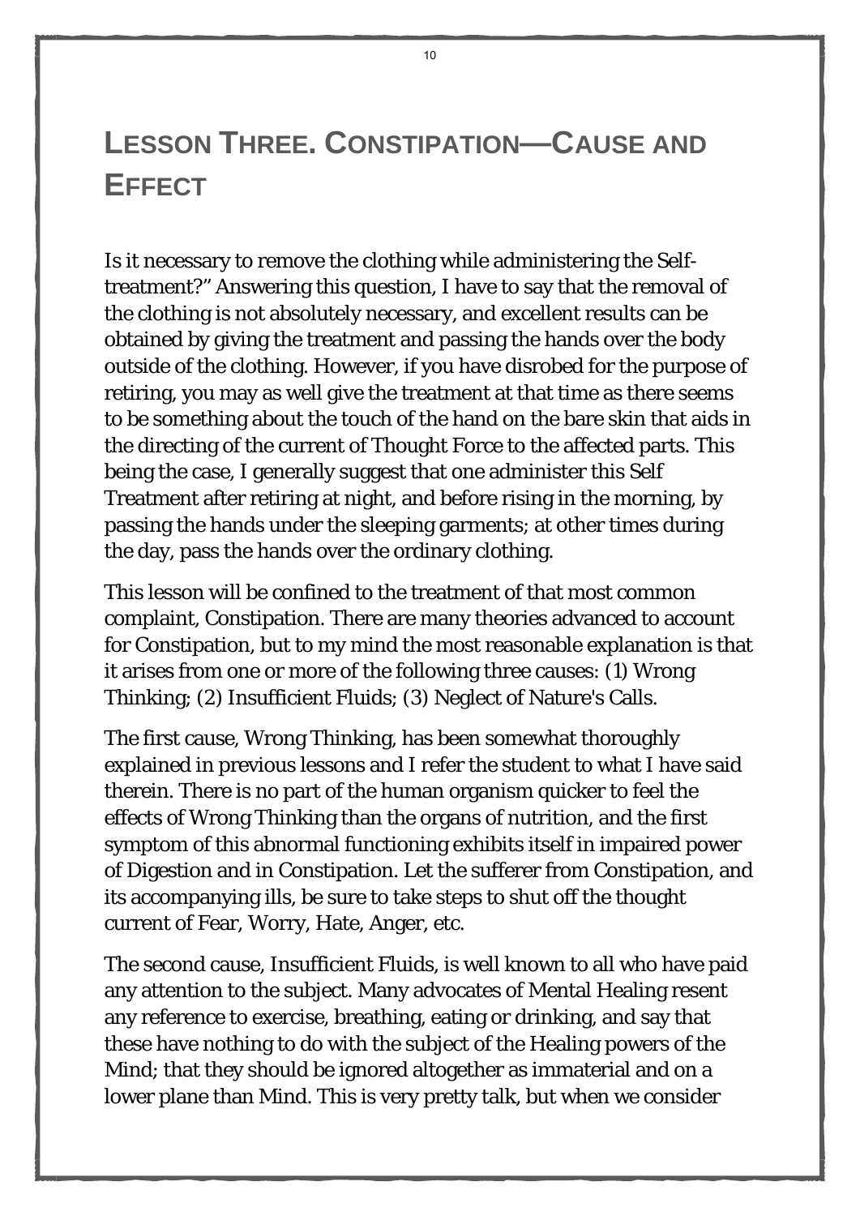# Lesson Three. Constipation—Cause and Effect

Is it necessary to remove the clothing while administering the Self-treatment?" Answering this question, I have to say that the removal of the clothing is not absolutely necessary, and excellent results can be obtained by giving the treatment and passing the hands over the body outside of the clothing. However, if you have disrobed for the purpose of retiring, you may as well give the treatment at that time as there seems to be something about the touch of the hand on the bare skin that aids in the directing of the current of Thought Force to the affected parts. This being the case, I generally suggest that one administer this Self Treatment after retiring at night, and before rising in the morning, by passing the hands under the sleeping garments; at other times during the day, pass the hands over the ordinary clothing.

This lesson will be confined to the treatment of that most common complaint, Constipation. There are many theories advanced to account for Constipation, but to my mind the most reasonable explanation is that it arises from one or more of the following three causes: (1) Wrong Thinking; (2) Insufficient Fluids; (3) Neglect of Nature's Calls.

The first cause, Wrong Thinking, has been somewhat thoroughly explained in previous lessons and I refer the student to what I have said therein. There is no part of the human organism quicker to feel the effects of Wrong Thinking than the organs of nutrition, and the first symptom of this abnormal functioning exhibits itself in impaired power of Digestion and in Constipation. Let the sufferer from Constipation, and its accompanying ills, be sure to take steps to shut off the thought current of Fear, Worry, Hate, Anger, etc.

The second cause, Insufficient Fluids, is well known to all who have paid any attention to the subject. Many advocates of Mental Healing resent any reference to exercise, breathing, eating or drinking, and say that these have nothing to do with the subject of the Healing powers of the Mind; that they should be ignored altogether as immaterial and on a lower plane than Mind. This is very pretty talk, but when we consider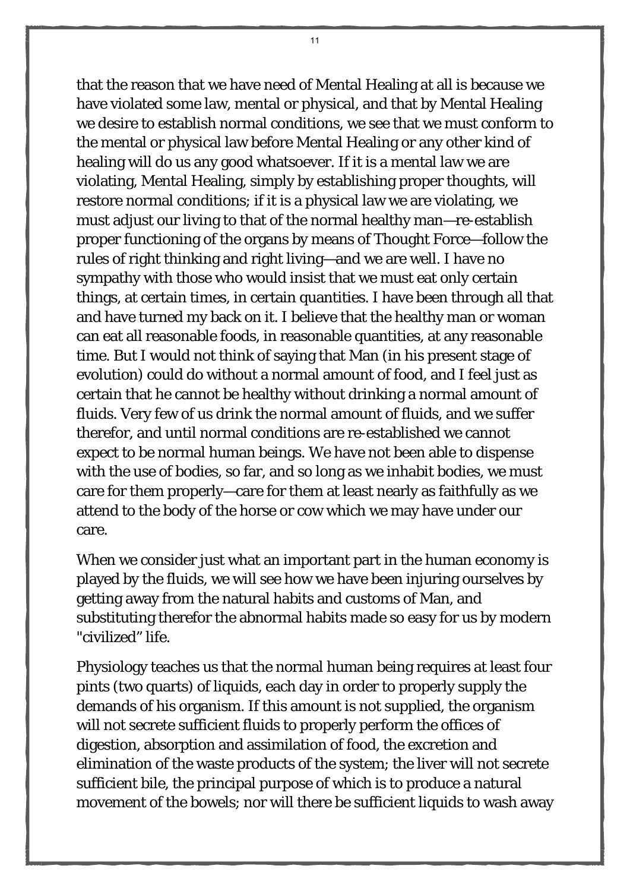that the reason that we have need of Mental Healing at all is because we have violated some law, mental or physical, and that by Mental Healing we desire to establish normal conditions, we see that we must conform to the mental or physical law before Mental Healing or any other kind of healing will do us any good whatsoever. If it is a mental law we are violating, Mental Healing, simply by establishing proper thoughts, will restore normal conditions; if it is a physical law we are violating, we must adjust our living to that of the normal healthy man—re-establish proper functioning of the organs by means of Thought Force—follow the rules of right thinking and right living—and we are well. I have no sympathy with those who would insist that we must eat only certain things, at certain times, in certain quantities. I have been through all that and have turned my back on it. I believe that the healthy man or woman can eat all reasonable foods, in reasonable quantities, at any reasonable time. But I would not think of saying that Man (in his present stage of evolution) could do without a normal amount of food, and I feel just as certain that he cannot be healthy without drinking a normal amount of fluids. Very few of us drink the normal amount of fluids, and we suffer therefor, and until normal conditions are re-established we cannot expect to be normal human beings. We have not been able to dispense with the use of bodies, so far, and so long as we inhabit bodies, we must care for them properly—care for them at least nearly as faithfully as we attend to the body of the horse or cow which we may have under our care.

When we consider just what an important part in the human economy is played by the fluids, we will see how we have been injuring ourselves by getting away from the natural habits and customs of Man, and substituting therefor the abnormal habits made so easy for us by modern "civilized" life.

Physiology teaches us that the normal human being requires at least four pints (two quarts) of liquids, each day in order to properly supply the demands of his organism. If this amount is not supplied, the organism will not secrete sufficient fluids to properly perform the offices of digestion, absorption and assimilation of food, the excretion and elimination of the waste products of the system; the liver will not secrete sufficient bile, the principal purpose of which is to produce a natural movement of the bowels; nor will there be sufficient liquids to wash away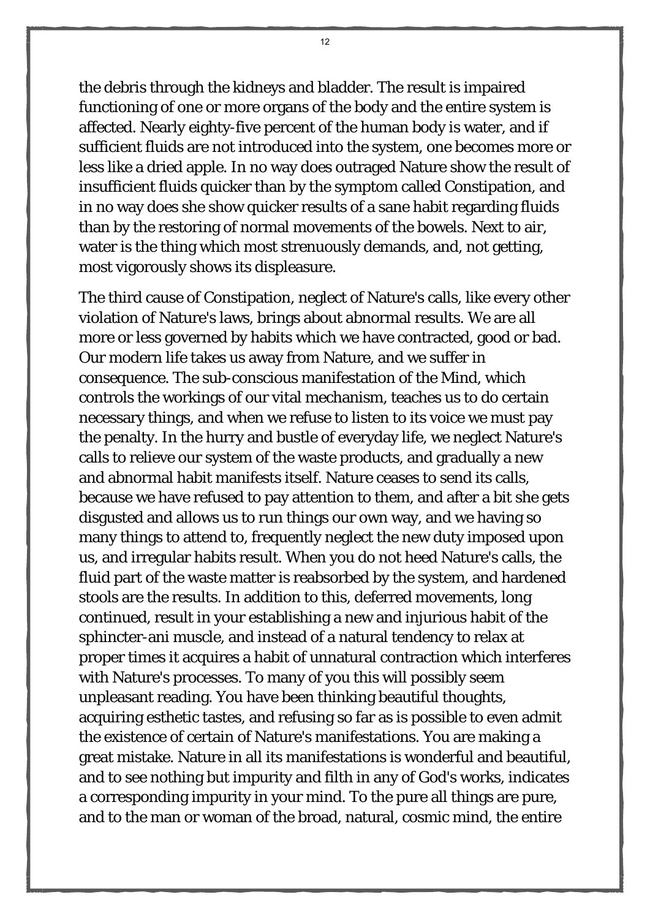the debris through the kidneys and bladder. The result is impaired functioning of one or more organs of the body and the entire system is affected. Nearly eighty-five percent of the human body is water, and if sufficient fluids are not introduced into the system, one becomes more or less like a dried apple. In no way does outraged Nature show the result of insufficient fluids quicker than by the symptom called Constipation, and in no way does she show quicker results of a sane habit regarding fluids than by the restoring of normal movements of the bowels. Next to air, water is the thing which most strenuously demands, and, not getting, most vigorously shows its displeasure.

The third cause of Constipation, neglect of Nature's calls, like every other violation of Nature's laws, brings about abnormal results. We are all more or less governed by habits which we have contracted, good or bad. Our modern life takes us away from Nature, and we suffer in consequence. The sub-conscious manifestation of the Mind, which controls the workings of our vital mechanism, teaches us to do certain necessary things, and when we refuse to listen to its voice we must pay the penalty. In the hurry and bustle of everyday life, we neglect Nature's calls to relieve our system of the waste products, and gradually a new and abnormal habit manifests itself. Nature ceases to send its calls, because we have refused to pay attention to them, and after a bit she gets disgusted and allows us to run things our own way, and we having so many things to attend to, frequently neglect the new duty imposed upon us, and irregular habits result. When you do not heed Nature's calls, the fluid part of the waste matter is reabsorbed by the system, and hardened stools are the results. In addition to this, deferred movements, long continued, result in your establishing a new and injurious habit of the sphincter-ani muscle, and instead of a natural tendency to relax at proper times it acquires a habit of unnatural contraction which interferes with Nature's processes. To many of you this will possibly seem unpleasant reading. You have been thinking beautiful thoughts, acquiring esthetic tastes, and refusing so far as is possible to even admit the existence of certain of Nature's manifestations. You are making a great mistake. Nature in all its manifestations is wonderful and beautiful, and to see nothing but impurity and filth in any of God's works, indicates a corresponding impurity in your mind. To the pure all things are pure, and to the man or woman of the broad, natural, cosmic mind, the entire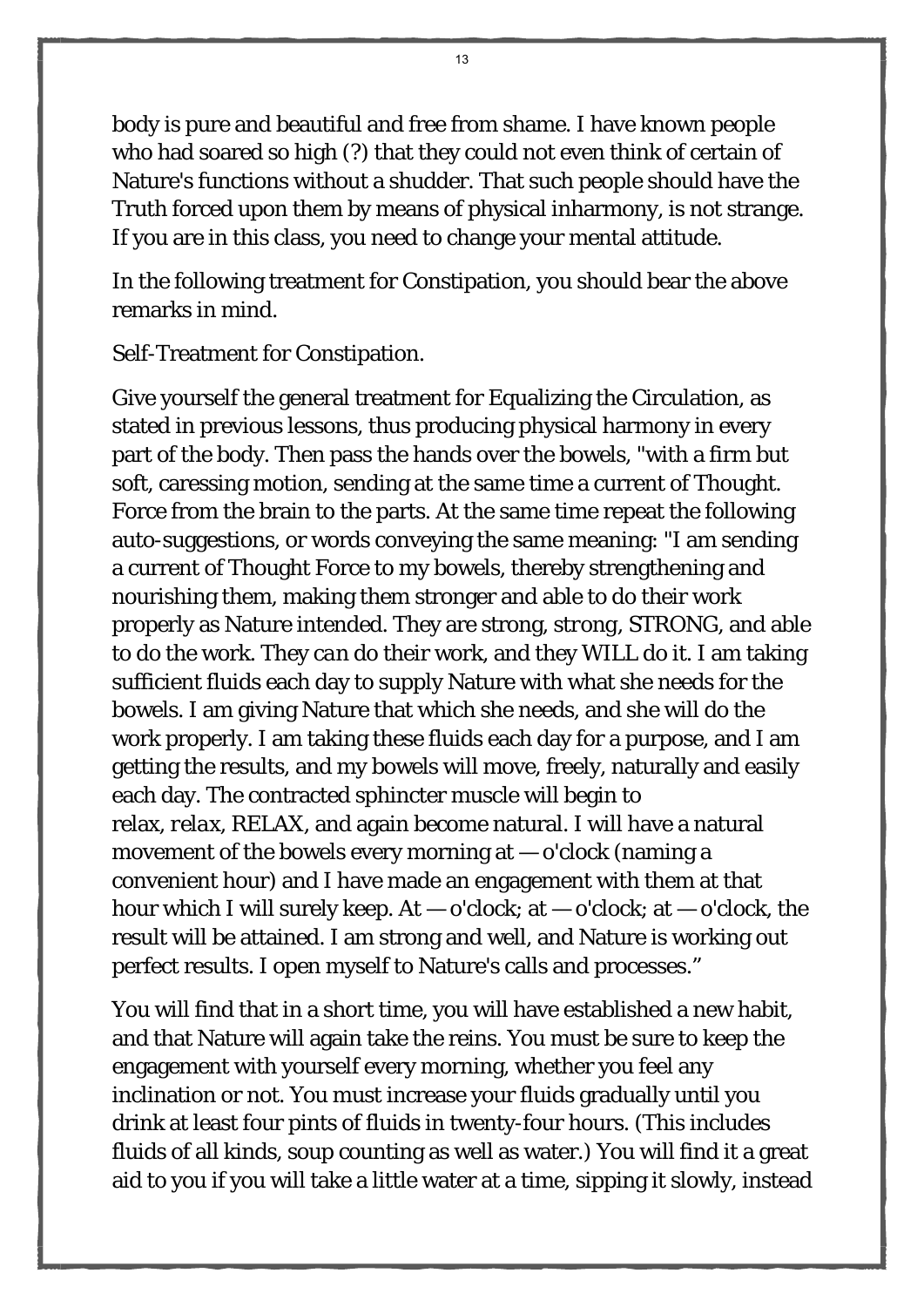body is pure and beautiful and free from shame. I have known people who had soared so high (?) that they could not even think of certain of Nature's functions without a shudder. That such people should have the Truth forced upon them by means of physical inharmony, is not strange. If you are in this class, you need to change your mental attitude.

In the following treatment for Constipation, you should bear the above remarks in mind.

Self-Treatment for Constipation.

Give yourself the general treatment for Equalizing the Circulation, as stated in previous lessons, thus producing physical harmony in every part of the body. Then pass the hands over the bowels, "with a firm but soft, caressing motion, sending at the same time a current of Thought. Force from the brain to the parts. At the same time repeat the following auto-suggestions, or words conveying the same meaning: "I am sending a current of Thought Force to my bowels, thereby strengthening and nourishing them, making them stronger and able to do their work properly as Nature intended. They are strong, *strong*, STRONG, and able to do the work. They *can* do their work, and they WILL do it. I am taking sufficient fluids each day to supply Nature with what she needs for the bowels. I am giving Nature that which she needs, and she will do the work properly. I am taking these fluids each day for a purpose, and I am getting the results, and my bowels will move, freely, naturally and easily each day. The contracted sphincter muscle will begin to relax, *relax*, RELAX, and again become natural. I will have a natural movement of the bowels every morning at — o'clock (naming a convenient hour) and I have made an engagement with them at that hour which I will surely keep. At — o'clock; at — o'clock; at — o'clock, the result will be attained. I am strong and well, and Nature is working out perfect results. I open myself to Nature's calls and processes."

You will find that in a short time, you will have established a new habit, and that Nature will again take the reins. You must be sure to keep the engagement with yourself every morning, whether you feel any inclination or not. You must increase your fluids gradually until you drink at least four pints of fluids in twenty-four hours. (This includes fluids of all kinds, soup counting as well as water.) You will find it a great aid to you if you will take a little water at a time, sipping it slowly, instead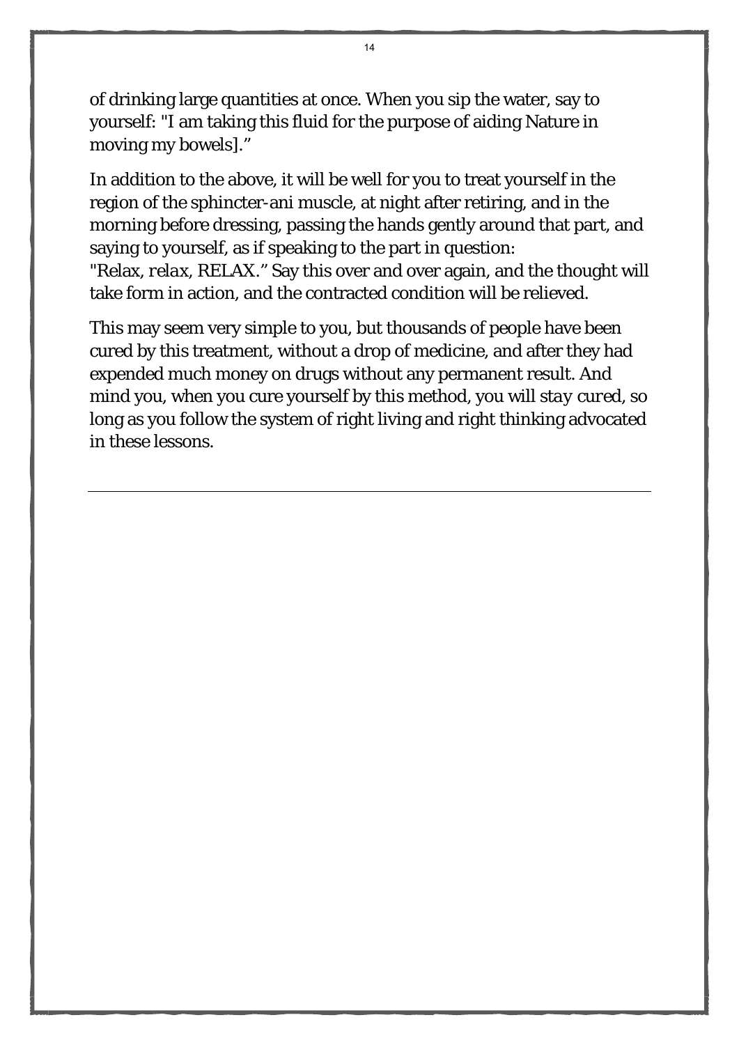of drinking large quantities at once. When you sip the water, say to yourself: "I am taking this fluid for the purpose of aiding Nature in moving my bowels]."

In addition to the above, it will be well for you to treat yourself in the region of the sphincter-ani muscle, at night after retiring, and in the morning before dressing, passing the hands gently around that part, and saying to yourself, as if speaking to the part in question:
"Relax, relax, RELAX." Say this over and over again, and the thought will take form in action, and the contracted condition will be relieved.

This may seem very simple to you, but thousands of people have been cured by this treatment, without a drop of medicine, and after they had expended much money on drugs without any permanent result. And mind you, when you cure yourself by this method, you will *stay cured*, so long as you follow the system of right living and right thinking advocated in these lessons.

---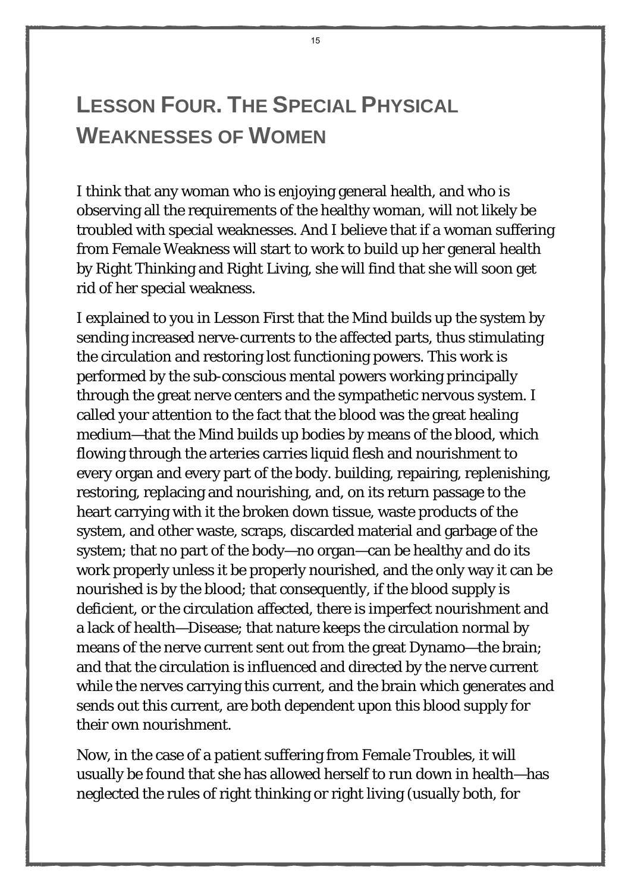# Lesson Four. The Special Physical Weaknesses of Women

I think that any woman who is enjoying general health, and who is observing all the requirements of the healthy woman, will not likely be troubled with special weaknesses. And I believe that if a woman suffering from Female Weakness will start to work to build up her general health by Right Thinking and Right Living, she will find that she will soon get rid of her special weakness.

I explained to you in Lesson First that the Mind builds up the system by sending increased nerve-currents to the affected parts, thus stimulating the circulation and restoring lost functioning powers. This work is performed by the sub-conscious mental powers working principally through the great nerve centers and the sympathetic nervous system. I called your attention to the fact that the blood was the great healing medium—that the Mind builds up bodies by means of the blood, which flowing through the arteries carries liquid flesh and nourishment to every organ and every part of the body. building, repairing, replenishing, restoring, replacing and nourishing, and, on its return passage to the heart carrying with it the broken down tissue, waste products of the system, and other waste, scraps, discarded material and garbage of the system; that no part of the body—no organ—can be healthy and do its work properly unless it be properly nourished, and the only way it can be nourished is by the blood; that consequently, if the blood supply is deficient, or the circulation affected, there is imperfect nourishment and a lack of health—Disease; that nature keeps the circulation normal by means of the nerve current sent out from the great Dynamo—the brain; and that the circulation is influenced and directed by the nerve current while the nerves carrying this current, and the brain which generates and sends out this current, are both dependent upon this blood supply for their own nourishment.

Now, in the case of a patient suffering from Female Troubles, it will usually be found that she has allowed herself to run down in health—has neglected the rules of right thinking or right living (usually both, for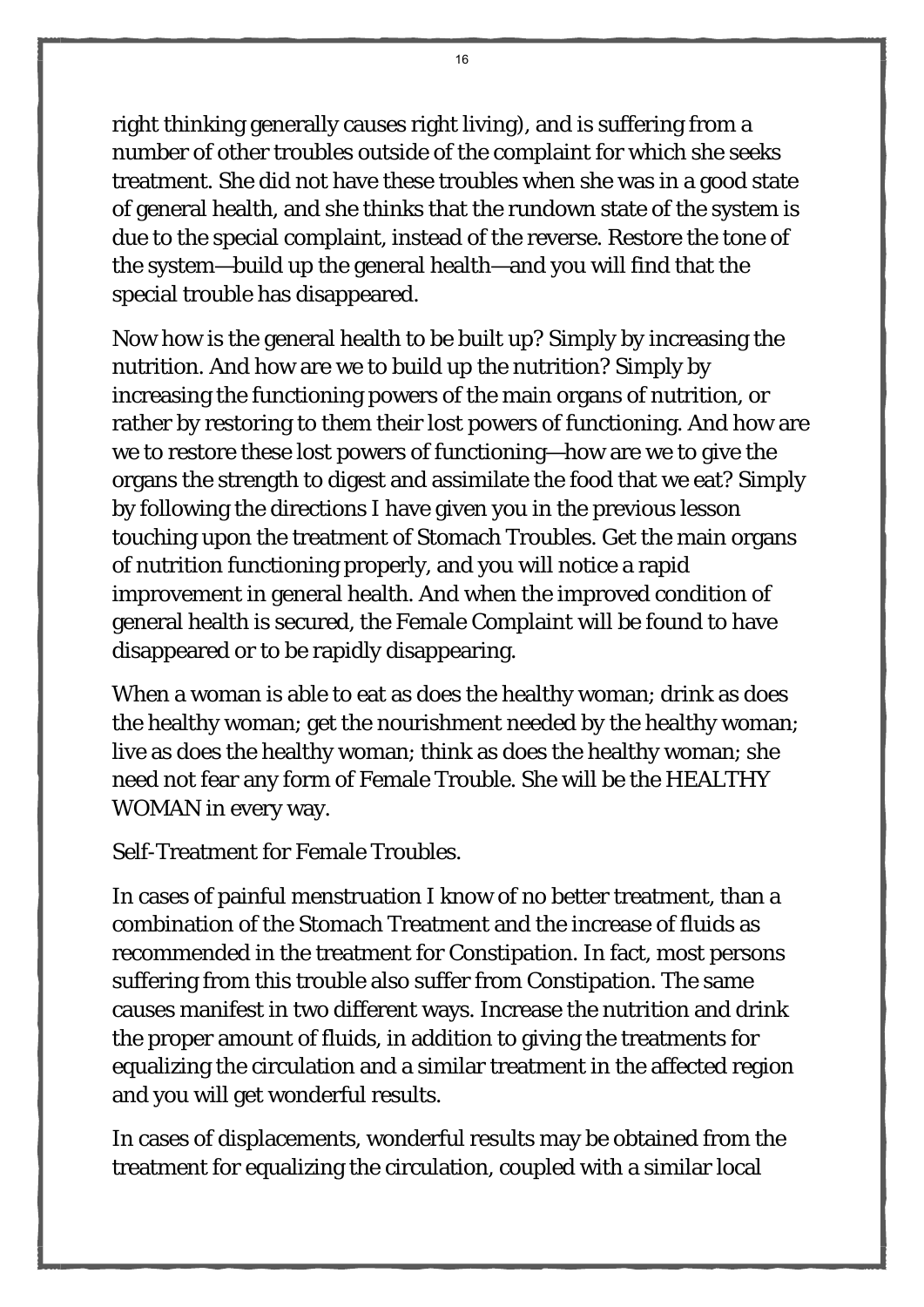right thinking generally causes right living), and is suffering from a number of other troubles outside of the complaint for which she seeks treatment. She did not have these troubles when she was in a good state of general health, and she thinks that the rundown state of the system is due to the special complaint, instead of the reverse. Restore the tone of the system—build up the general health—and you will find that the special trouble has disappeared.

Now how is the general health to be built up? Simply by increasing the nutrition. And how are we to build up the nutrition? Simply by increasing the functioning powers of the main organs of nutrition, or rather by restoring to them their lost powers of functioning. And how are we to restore these lost powers of functioning—how are we to give the organs the strength to digest and assimilate the food that we eat? Simply by following the directions I have given you in the previous lesson touching upon the treatment of Stomach Troubles. Get the main organs of nutrition functioning properly, and you will notice a rapid improvement in general health. And when the improved condition of general health is secured, the Female Complaint will be found to have disappeared or to be rapidly disappearing.

When a woman is able to eat as does the healthy woman; drink as does the healthy woman; get the nourishment needed by the healthy woman; live as does the healthy woman; think as does the healthy woman; she need not fear any form of Female Trouble. She will be the HEALTHY WOMAN in every way.

## Self-Treatment for Female Troubles.

In cases of painful menstruation I know of no better treatment, than a combination of the Stomach Treatment and the increase of fluids as recommended in the treatment for Constipation. In fact, most persons suffering from this trouble also suffer from Constipation. The same causes manifest in two different ways. Increase the nutrition and drink the proper amount of fluids, in addition to giving the treatments for equalizing the circulation and a similar treatment in the affected region and you will get wonderful results.

In cases of displacements, wonderful results may be obtained from the treatment for equalizing the circulation, coupled with a similar local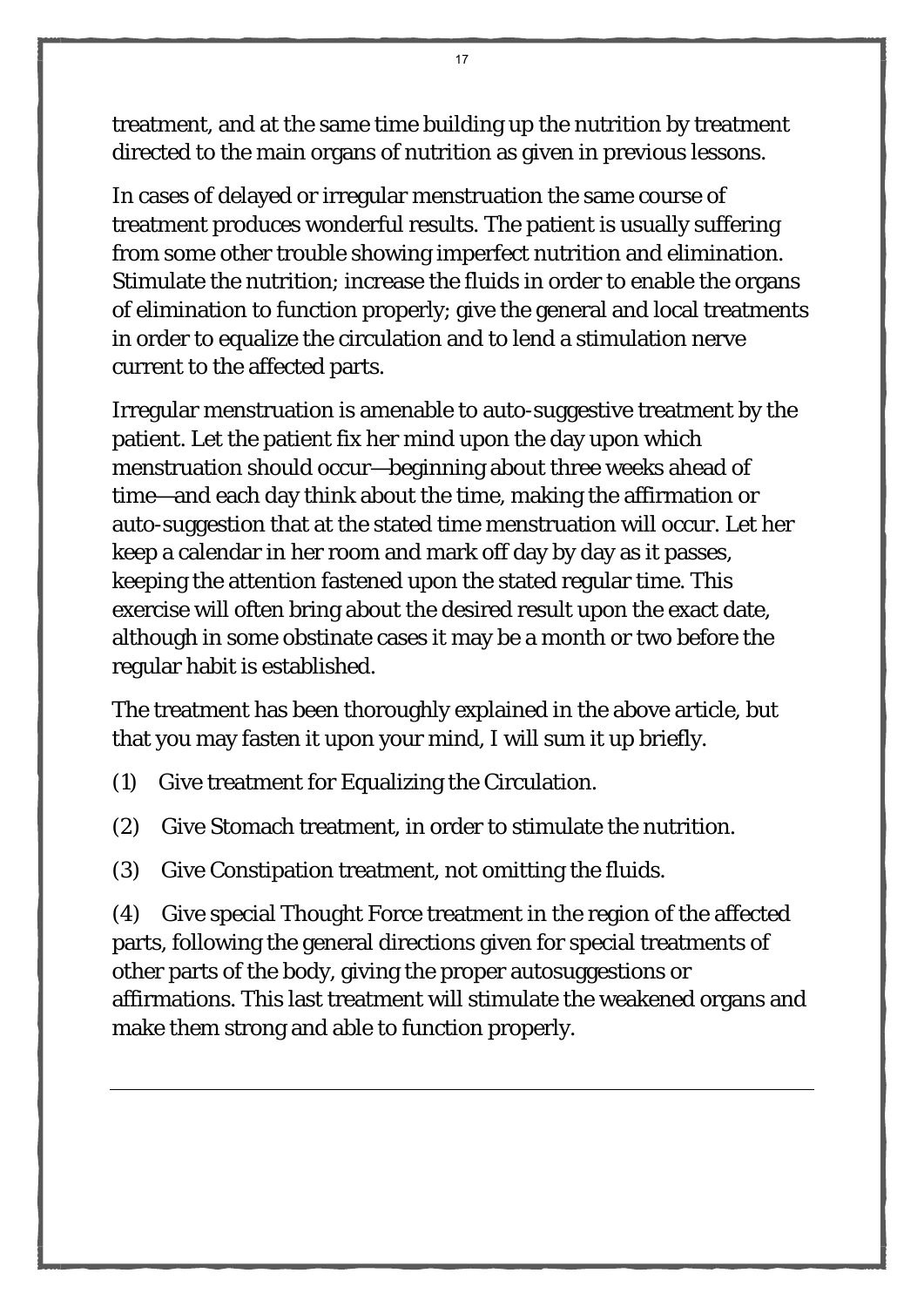treatment, and at the same time building up the nutrition by treatment directed to the main organs of nutrition as given in previous lessons.

In cases of delayed or irregular menstruation the same course of treatment produces wonderful results. The patient is usually suffering from some other trouble showing imperfect nutrition and elimination. Stimulate the nutrition; increase the fluids in order to enable the organs of elimination to function properly; give the general and local treatments in order to equalize the circulation and to lend a stimulation nerve current to the affected parts.

Irregular menstruation is amenable to auto-suggestive treatment by the patient. Let the patient fix her mind upon the day upon which menstruation should occur—beginning about three weeks ahead of time—and each day think about the time, making the affirmation or auto-suggestion that at the stated time menstruation will occur. Let her keep a calendar in her room and mark off day by day as it passes, keeping the attention fastened upon the stated regular time. This exercise will often bring about the desired result upon the exact date, although in some obstinate cases it may be a month or two before the regular habit is established.

The treatment has been thoroughly explained in the above article, but that you may fasten it upon your mind, I will sum it up briefly.

(1) Give treatment for Equalizing the Circulation.

(2) Give Stomach treatment, in order to stimulate the nutrition.

(3) Give Constipation treatment, not omitting the fluids.

(4) Give special Thought Force treatment in the region of the affected parts, following the general directions given for special treatments of other parts of the body, giving the proper autosuggestions or affirmations. This last treatment will stimulate the weakened organs and make them strong and able to function properly.

---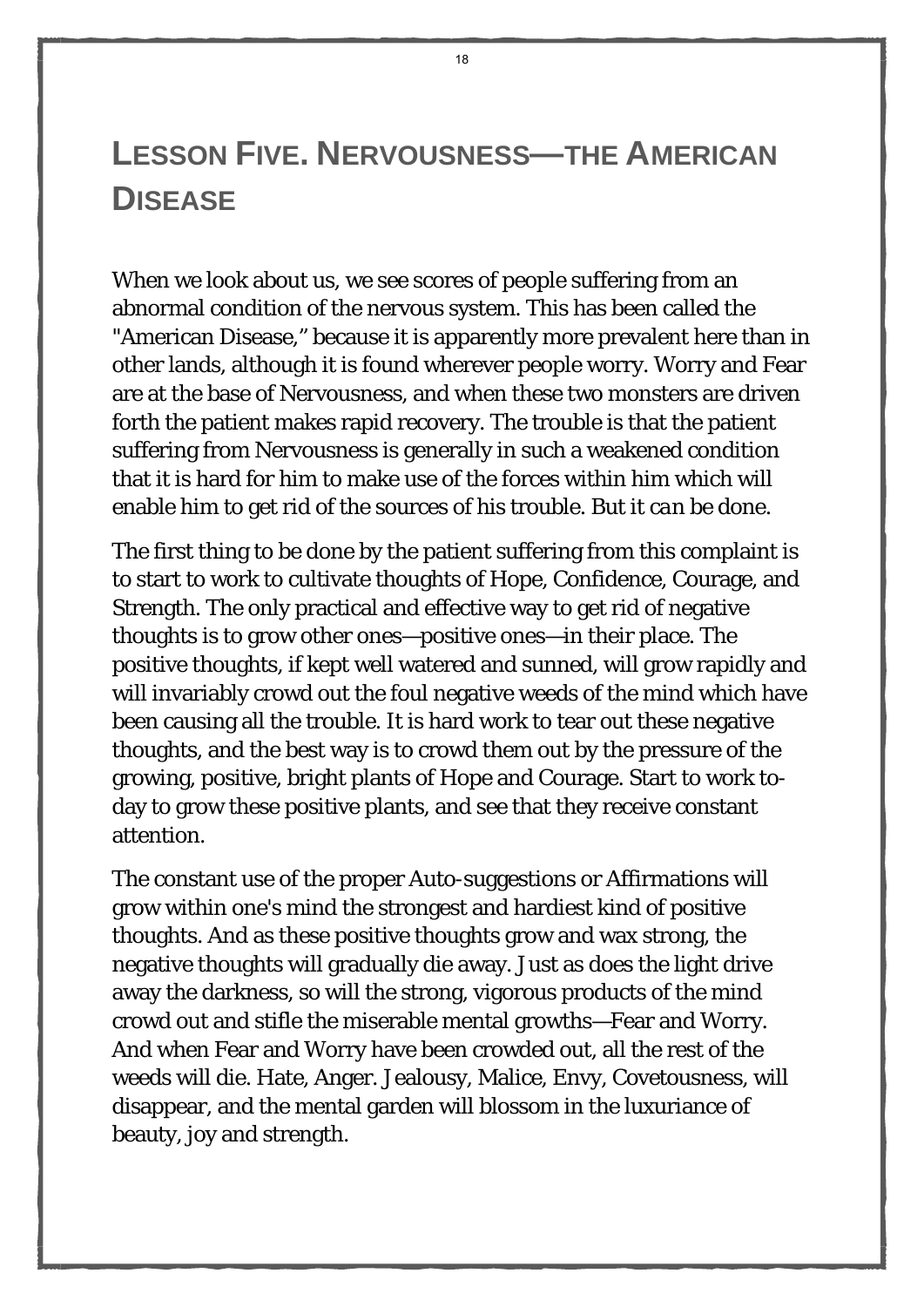# LESSON FIVE. NERVOUSNESS—THE AMERICAN DISEASE

When we look about us, we see scores of people suffering from an abnormal condition of the nervous system. This has been called the "American Disease," because it is apparently more prevalent here than in other lands, although it is found wherever people worry. Worry and Fear are at the base of Nervousness, and when these two monsters are driven forth the patient makes rapid recovery. The trouble is that the patient suffering from Nervousness is generally in such a weakened condition that it is hard for him to make use of the forces within him which will enable him to get rid of the sources of his trouble. *But it can be done.*

The first thing to be done by the patient suffering from this complaint is to start to work to cultivate thoughts of Hope, Confidence, Courage, and Strength. The only practical and effective way to get rid of negative thoughts is to grow other ones—positive ones—in their place. The positive thoughts, if kept well watered and sunned, will grow rapidly and will invariably crowd out the foul negative weeds of the mind which have been causing all the trouble. It is hard work to tear out these negative thoughts, and the best way is to crowd them out by the pressure of the growing, positive, bright plants of Hope and Courage. Start to work to-day to grow these positive plants, and see that they receive constant attention.

The constant use of the proper Auto-suggestions or Affirmations will grow within one's mind the strongest and hardiest kind of positive thoughts. And as these positive thoughts grow and wax strong, the negative thoughts will gradually die away. Just as does the light drive away the darkness, so will the strong, vigorous products of the mind crowd out and stifle the miserable mental growths—Fear and Worry. And when Fear and Worry have been crowded out, all the rest of the weeds will die. Hate, Anger. Jealousy, Malice, Envy, Covetousness, will disappear, and the mental garden will blossom in the luxuriance of beauty, joy and strength.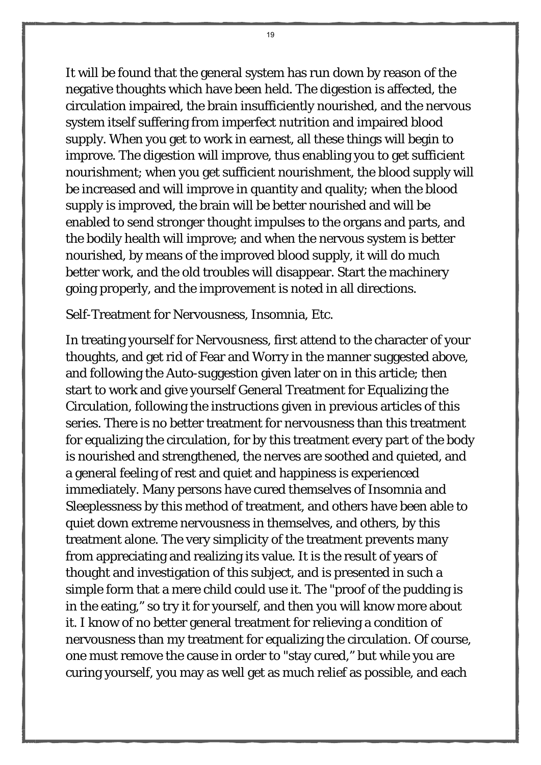It will be found that the general system has run down by reason of the negative thoughts which have been held. The digestion is affected, the circulation impaired, the brain insufficiently nourished, and the nervous system itself suffering from imperfect nutrition and impaired blood supply. When you get to work in earnest, all these things will begin to improve. The digestion will improve, thus enabling you to get sufficient nourishment; when you get sufficient nourishment, the blood supply will be increased and will improve in quantity and quality; when the blood supply is improved, the brain will be better nourished and will be enabled to send stronger thought impulses to the organs and parts, and the bodily health will improve; and when the nervous system is better nourished, by means of the improved blood supply, it will do much better work, and the old troubles will disappear. Start the machinery going properly, and the improvement is noted in all directions.

## Self-Treatment for Nervousness, Insomnia, Etc.

In treating yourself for Nervousness, first attend to the character of your thoughts, and get rid of Fear and Worry in the manner suggested above, and following the Auto-suggestion given later on in this article; then start to work and give yourself General Treatment for Equalizing the Circulation, following the instructions given in previous articles of this series. There is no better treatment for nervousness than this treatment for equalizing the circulation, for by this treatment every part of the body is nourished and strengthened, the nerves are soothed and quieted, and a general feeling of rest and quiet and happiness is experienced immediately. Many persons have cured themselves of Insomnia and Sleeplessness by this method of treatment, and others have been able to quiet down extreme nervousness in themselves, and others, by this treatment alone. The very simplicity of the treatment prevents many from appreciating and realizing its value. It is the result of years of thought and investigation of this subject, and is presented in such a simple form that a mere child could use it. The "proof of the pudding is in the eating," so try it for yourself, and then you will know more about it. I know of no better general treatment for relieving a condition of nervousness than my treatment for equalizing the circulation. Of course, one must remove the cause in order to "stay cured," but while you are curing yourself, you may as well get as much relief as possible, and each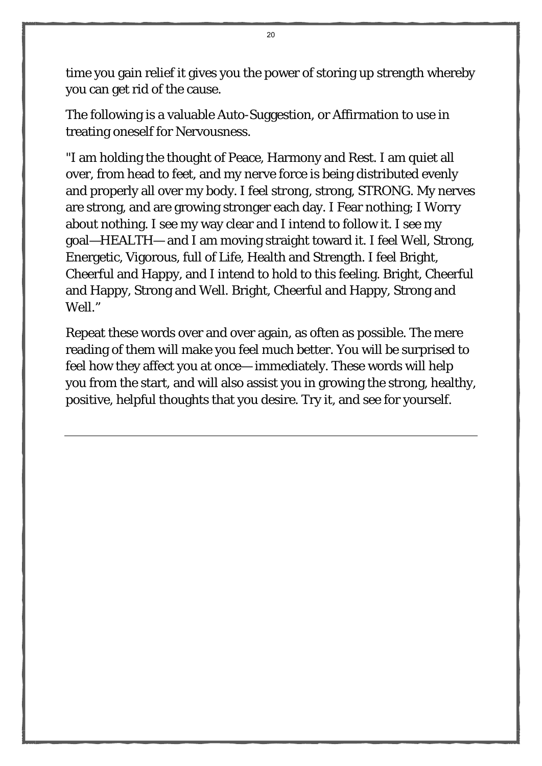time you gain relief it gives you the power of storing up strength whereby you can get rid of the cause.

The following is a valuable Auto-Suggestion, or Affirmation to use in treating oneself for Nervousness.

"I am holding the thought of Peace, Harmony and Rest. I am quiet all over, from head to feet, and my nerve force is being distributed evenly and properly all over my body. I feel strong, strong, STRONG. My nerves are strong, and are growing stronger each day. I Fear nothing; I Worry about nothing. I see my way clear and I intend to follow it. I see my goal—HEALTH— and I am moving straight toward it. I feel Well, Strong, Energetic, Vigorous, full of Life, Health and Strength. I feel Bright, Cheerful and Happy, and I intend to hold to this feeling. Bright, Cheerful and Happy, Strong and Well. Bright, Cheerful and Happy, Strong and Well."

Repeat these words over and over again, as often as possible. The mere reading of them will make you feel much better. You will be surprised to feel how they affect you at once— immediately. These words will help you from the start, and will also assist you in growing the strong, healthy, positive, helpful thoughts that you desire. Try it, and see for yourself.

---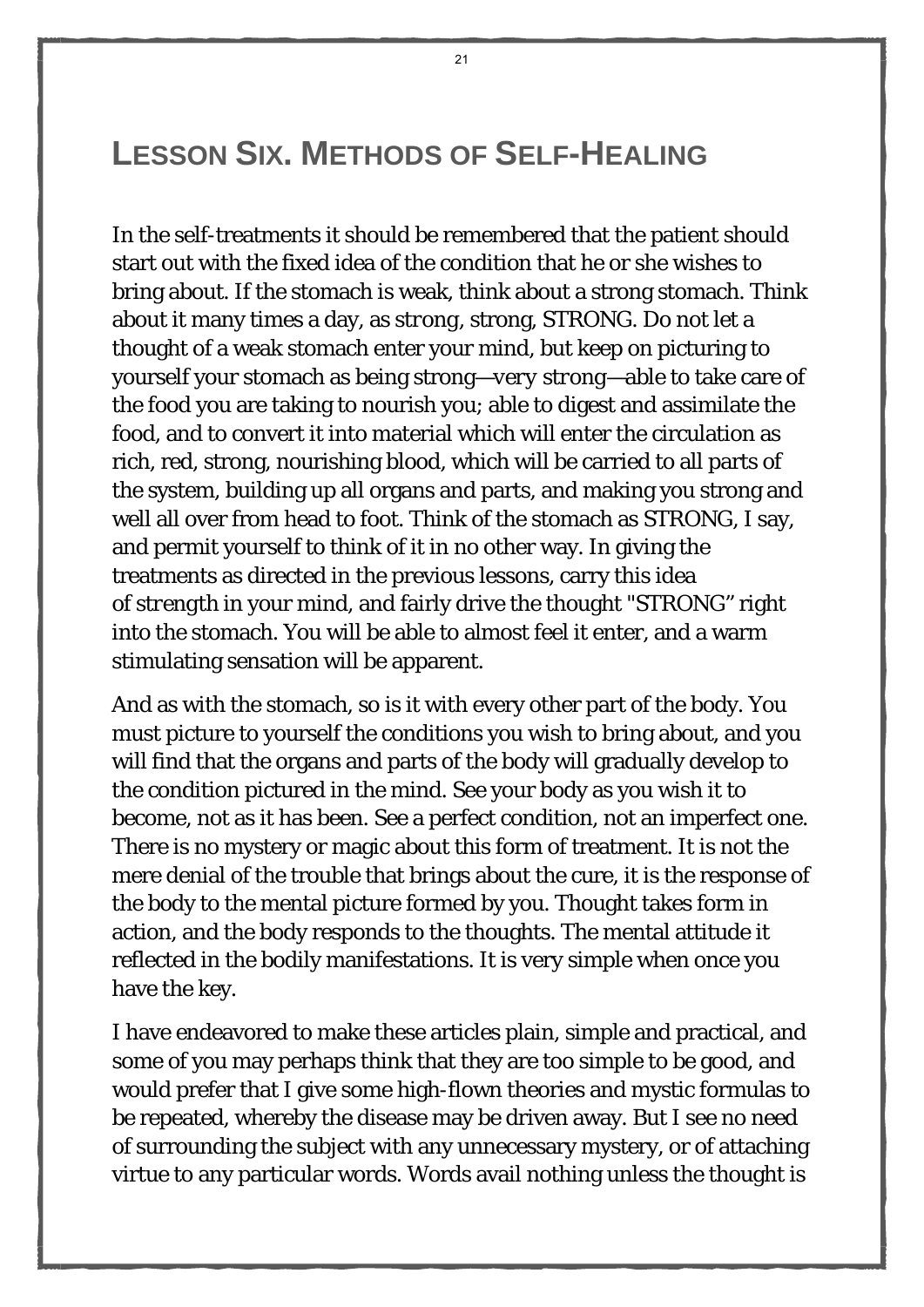## LESSON SIX. METHODS OF SELF-HEALING

In the self-treatments it should be remembered that the patient should start out with the fixed idea of the condition that he or she wishes to bring about. If the stomach is weak, think about a strong stomach. Think about it many times a day, as *strong, strong,* STRONG. Do not let a thought of a weak stomach enter your mind, but keep on picturing to yourself your stomach as being strong—*very strong*—able to take care of the food you are taking to nourish you; able to digest and assimilate the food, and to convert it into material which will enter the circulation as rich, red, strong, nourishing blood, which will be carried to all parts of the system, building up all organs and parts, and making you strong and well all over from head to foot. Think of the stomach as STRONG, I say, and permit yourself to think of it in no other way. In giving the treatments as directed in the previous lessons, carry this idea of *strength* in your mind, and fairly drive the thought "STRONG" right into the stomach. You will be able to almost feel it enter, and a warm stimulating sensation will be apparent.

And as with the stomach, so is it with every other part of the body. You must picture to yourself the conditions you wish to bring about, and you will find that the organs and parts of the body will gradually develop to the condition pictured in the mind. See your body as you wish it to become, not as it has been. See a perfect condition, not an imperfect one. There is no mystery or magic about this form of treatment. It is not the mere denial of the trouble that brings about the cure, it is the response of the body to the mental picture formed by you. Thought takes form in action, and the body responds to the thoughts. The mental attitude it reflected in the bodily manifestations. It is very simple when once you have the key.

I have endeavored to make these articles plain, simple and practical, and some of you may perhaps think that they are too simple to be good, and would prefer that I give some high-flown theories and mystic formulas to be repeated, whereby the disease may be driven away. But I see no need of surrounding the subject with any unnecessary mystery, or of attaching virtue to any particular words. Words avail nothing unless the thought is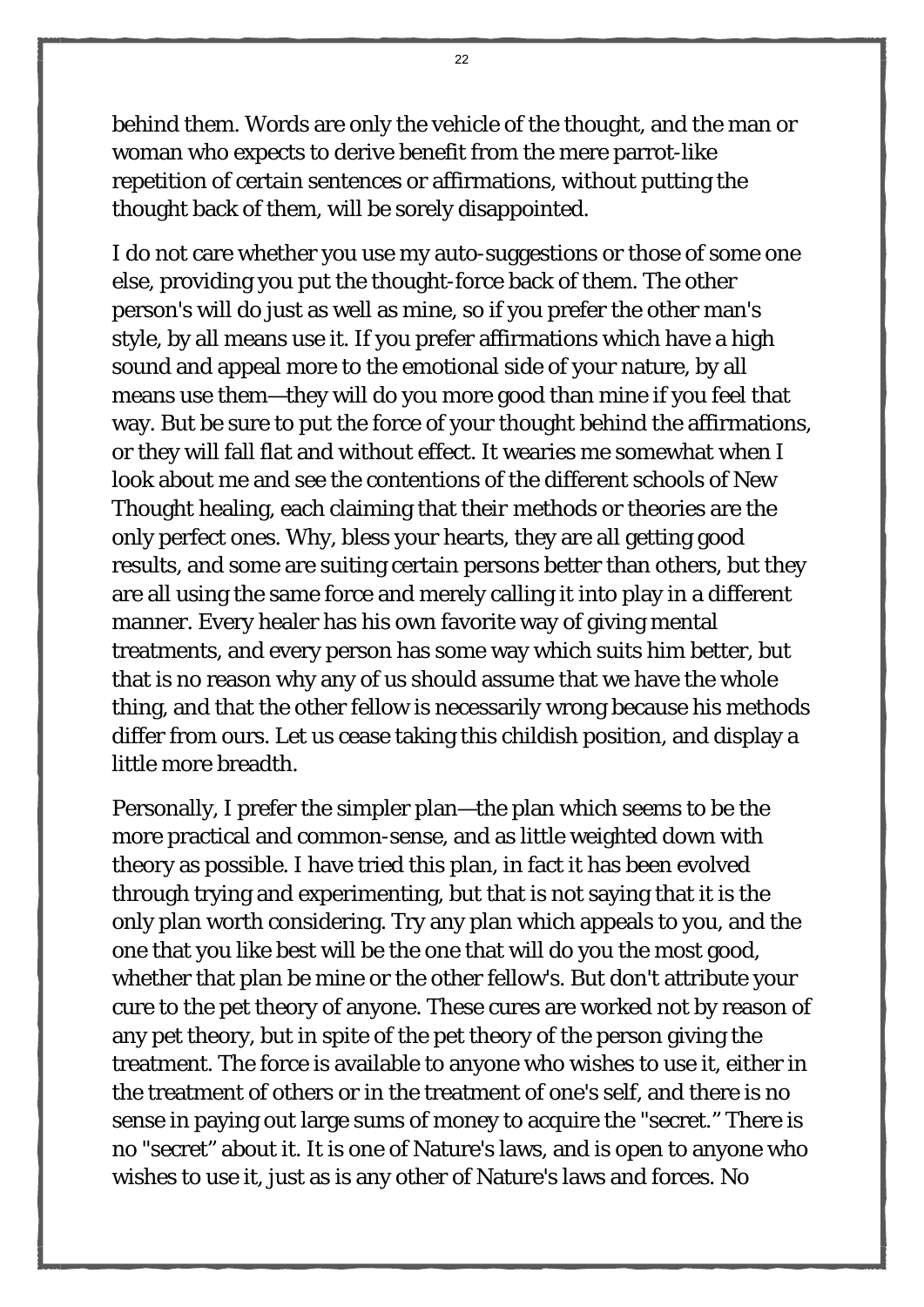behind them. Words are only the vehicle of the thought, and the man or woman who expects to derive benefit from the mere parrot-like repetition of certain sentences or affirmations, without putting the thought back of them, will be sorely disappointed.

I do not care whether you use my auto-suggestions or those of some one else, providing you put the thought-force back of them. The other person's will do just as well as mine, so if you prefer the other man's style, by all means use it. If you prefer affirmations which have a high sound and appeal more to the emotional side of your nature, by all means use them—they will do you more good than mine if you feel that way. But be sure to put the force of your thought behind the affirmations, or they will fall flat and without effect. It wearies me somewhat when I look about me and see the contentions of the different schools of New Thought healing, each claiming that their methods or theories are the only perfect ones. Why, bless your hearts, they are all getting good results, and some are suiting certain persons better than others, but they are all using the same force and merely calling it into play in a different manner. Every healer has his own favorite way of giving mental treatments, and every person has some way which suits him better, but that is no reason why any of us should assume that we have the whole thing, and that the other fellow is necessarily wrong because his methods differ from ours. Let us cease taking this childish position, and display a little more breadth.

Personally, I prefer the simpler plan—the plan which seems to be the more practical and common-sense, and as little weighted down with theory as possible. I have tried this plan, in fact it has been evolved through trying and experimenting, but that is not saying that it is the only plan worth considering. Try any plan which appeals to you, and the one that you like best will be the one that will do you the most good, whether that plan be mine or the other fellow's. But don't attribute your cure to the pet theory of anyone. These cures are worked not by reason of any pet theory, but in spite of the pet theory of the person giving the treatment. The force is available to anyone who wishes to use it, either in the treatment of others or in the treatment of one's self, and there is no sense in paying out large sums of money to acquire the "secret." There is no "secret" about it. It is one of Nature's laws, and is open to anyone who wishes to use it, just as is any other of Nature's laws and forces. No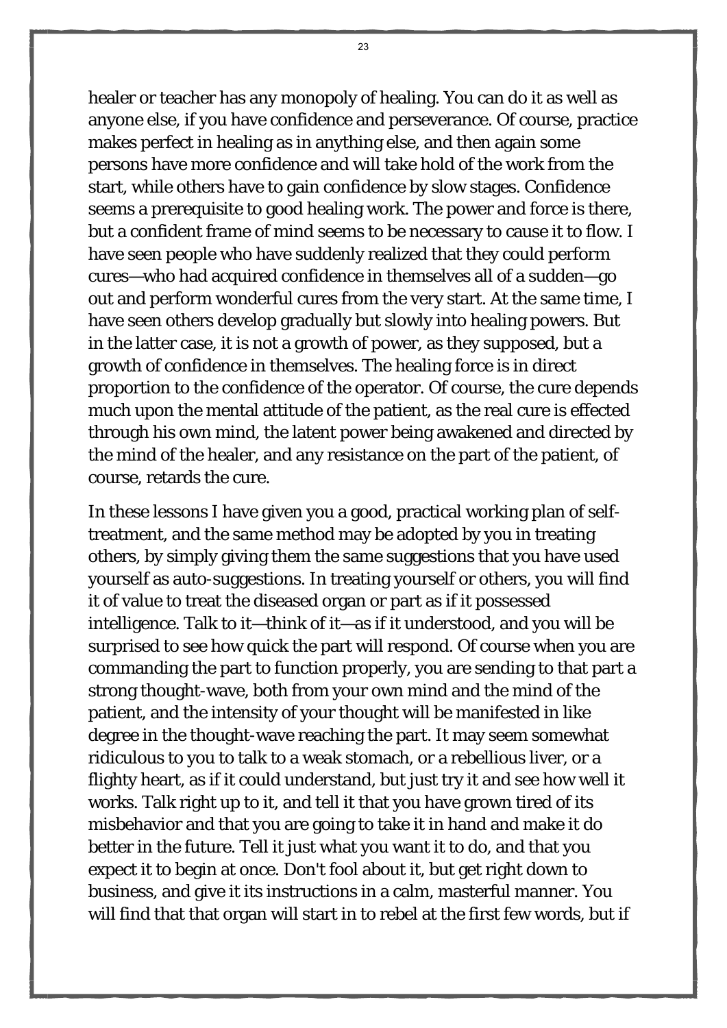healer or teacher has any monopoly of healing. You can do it as well as anyone else, if you have confidence and perseverance. Of course, practice makes perfect in healing as in anything else, and then again some persons have more confidence and will take hold of the work from the start, while others have to gain confidence by slow stages. Confidence seems a prerequisite to good healing work. The power and force is there, but a confident frame of mind seems to be necessary to cause it to flow. I have seen people who have suddenly realized that they could perform cures—who had acquired confidence in themselves all of a sudden—go out and perform wonderful cures from the very start. At the same time, I have seen others develop gradually but slowly into healing powers. But in the latter case, it is not a growth of power, as they supposed, but a growth of confidence in themselves. The healing force is in direct proportion to the confidence of the operator. Of course, the cure depends much upon the mental attitude of the patient, as the real cure is effected through his own mind, the latent power being awakened and directed by the mind of the healer, and any resistance on the part of the patient, of course, retards the cure.

In these lessons I have given you a good, practical working plan of self-treatment, and the same method may be adopted by you in treating others, by simply giving them the same suggestions that you have used yourself as auto-suggestions. In treating yourself or others, you will find it of value to treat the diseased organ or part as if it possessed intelligence. Talk to it—think of it—as if it understood, and you will be surprised to see how quick the part will respond. Of course when you are commanding the part to function properly, you are sending to that part a strong thought-wave, both from your own mind and the mind of the patient, and the intensity of your thought will be manifested in like degree in the thought-wave reaching the part. It may seem somewhat ridiculous to you to talk to a weak stomach, or a rebellious liver, or a flighty heart, as if it could understand, but just try it and see how well it works. Talk right up to it, and tell it that you have grown tired of its misbehavior and that you are going to take it in hand and make it do better in the future. Tell it just what you want it to do, and that you expect it to begin at once. Don't fool about it, but get right down to business, and give it its instructions in a calm, masterful manner. You will find that that organ will start in to rebel at the first few words, but if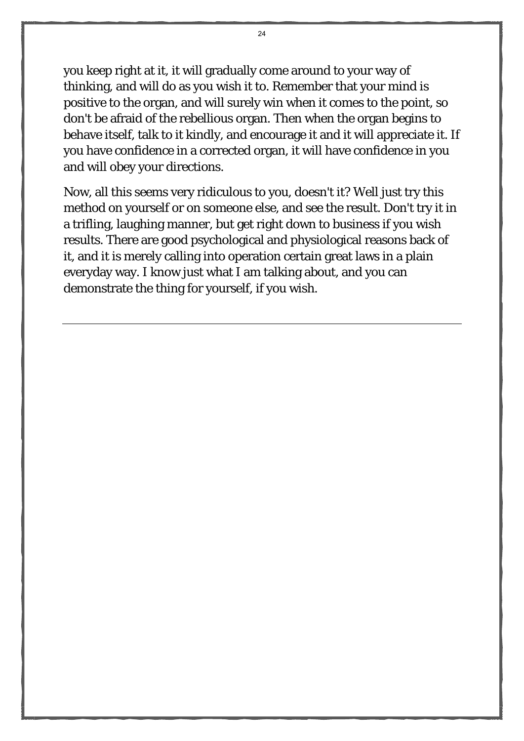you keep right at it, it will gradually come around to your way of thinking, and will do as you wish it to. Remember that your mind is positive to the organ, and will surely win when it comes to the point, so don't be afraid of the rebellious organ. Then when the organ begins to behave itself, talk to it kindly, and encourage it and it will appreciate it. If you have confidence in a corrected organ, it will have confidence in you and will obey your directions.

Now, all this seems very ridiculous to you, doesn't it? Well just try this method on yourself or on someone else, and see the result. Don't try it in a trifling, laughing manner, but get right down to business if you wish results. There are good psychological and physiological reasons back of it, and it is merely calling into operation certain great laws in a plain everyday way. I know just what I am talking about, and you can demonstrate the thing for yourself, if you wish.

---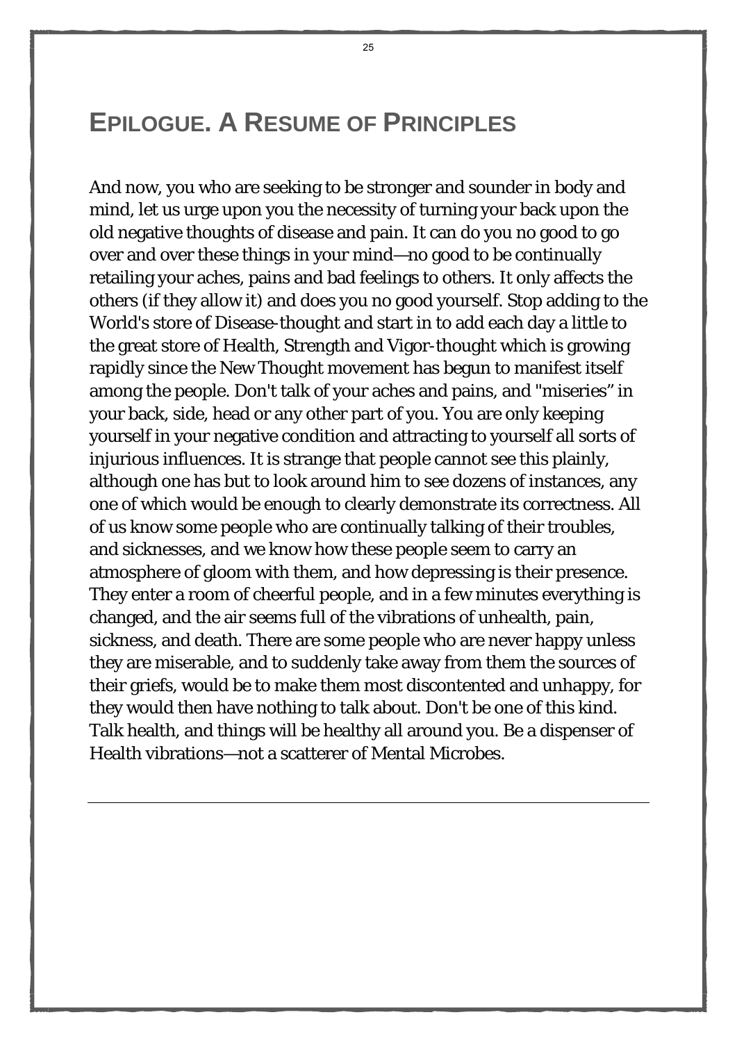# EPILOGUE. A RESUME OF PRINCIPLES

And now, you who are seeking to be stronger and sounder in body and mind, let us urge upon you the necessity of turning your back upon the old negative thoughts of disease and pain. It can do you no good to go over and over these things in your mind—no good to be continually retailing your aches, pains and bad feelings to others. It only affects the others (if they allow it) and does you no good yourself. Stop adding to the World's store of Disease-thought and start in to add each day a little to the great store of Health, Strength and Vigor-thought which is growing rapidly since the New Thought movement has begun to manifest itself among the people. Don't talk of your aches and pains, and "miseries" in your back, side, head or any other part of you. You are only keeping yourself in your negative condition and attracting to yourself all sorts of injurious influences. It is strange that people cannot see this plainly, although one has but to look around him to see dozens of instances, any one of which would be enough to clearly demonstrate its correctness. All of us know some people who are continually talking of their troubles, and sicknesses, and we know how these people seem to carry an atmosphere of gloom with them, and how depressing is their presence. They enter a room of cheerful people, and in a few minutes everything is changed, and the air seems full of the vibrations of unhealth, pain, sickness, and death. There are some people who are never happy unless they are miserable, and to suddenly take away from them the sources of their griefs, would be to make them most discontented and unhappy, for they would then have nothing to talk about. Don't be one of this kind. Talk health, and things will be healthy all around you. Be a dispenser of Health vibrations—not a scatterer of Mental Microbes.

---